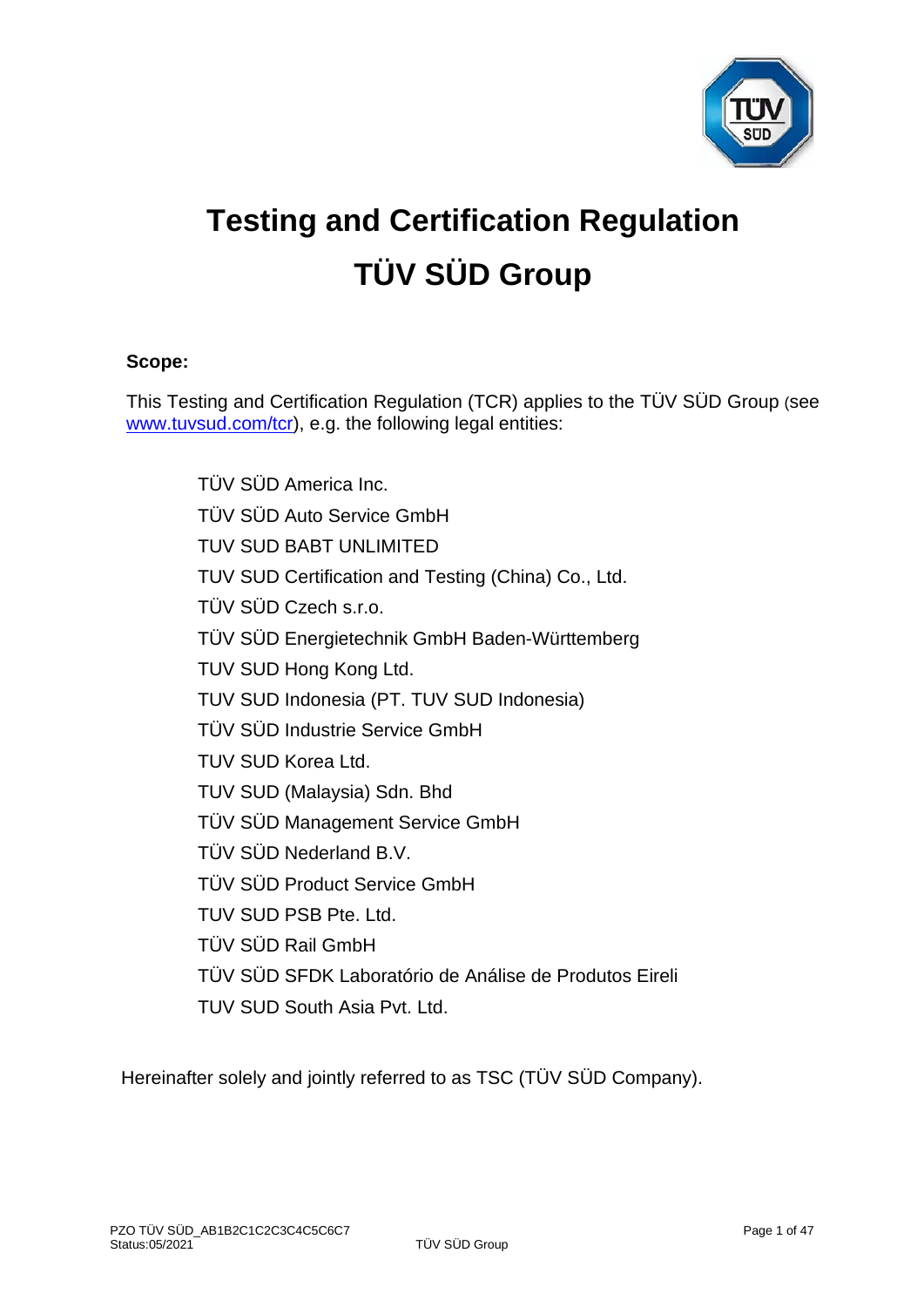# Testing and Certification Regulation
# TÜV SÜD Group

**Scope:**

This Testing and Certification Regulation (TCR) applies to the TÜV SÜD Group (see www.tuvsud.com/tcr), e.g. the following legal entities:

TÜV SÜD America Inc.
TÜV SÜD Auto Service GmbH
TUV SUD BABT UNLIMITED
TUV SUD Certification and Testing (China) Co., Ltd.
TÜV SÜD Czech s.r.o.
TÜV SÜD Energietechnik GmbH Baden-Württemberg
TUV SUD Hong Kong Ltd.
TUV SUD Indonesia (PT. TUV SUD Indonesia)
TÜV SÜD Industrie Service GmbH
TUV SUD Korea Ltd.
TUV SUD (Malaysia) Sdn. Bhd
TÜV SÜD Management Service GmbH
TÜV SÜD Nederland B.V.
TÜV SÜD Product Service GmbH
TUV SUD PSB Pte. Ltd.
TÜV SÜD Rail GmbH
TÜV SÜD SFDK Laboratório de Análise de Produtos Eireli
TUV SUD South Asia Pvt. Ltd.

Hereinafter solely and jointly referred to as TSC (TÜV SÜD Company).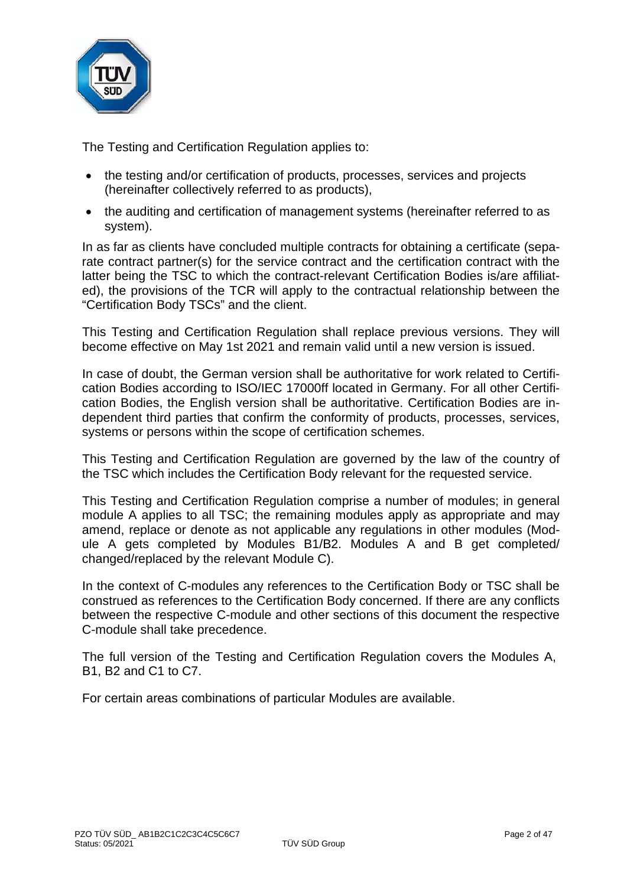The Testing and Certification Regulation applies to:

- the testing and/or certification of products, processes, services and projects (hereinafter collectively referred to as products),
- the auditing and certification of management systems (hereinafter referred to as system).

In as far as clients have concluded multiple contracts for obtaining a certificate (separate contract partner(s) for the service contract and the certification contract with the latter being the TSC to which the contract-relevant Certification Bodies is/are affiliated), the provisions of the TCR will apply to the contractual relationship between the "Certification Body TSCs" and the client.

This Testing and Certification Regulation shall replace previous versions. They will become effective on May 1st 2021 and remain valid until a new version is issued.

In case of doubt, the German version shall be authoritative for work related to Certification Bodies according to ISO/IEC 17000ff located in Germany. For all other Certification Bodies, the English version shall be authoritative. Certification Bodies are independent third parties that confirm the conformity of products, processes, services, systems or persons within the scope of certification schemes.

This Testing and Certification Regulation are governed by the law of the country of the TSC which includes the Certification Body relevant for the requested service.

This Testing and Certification Regulation comprise a number of modules; in general module A applies to all TSC; the remaining modules apply as appropriate and may amend, replace or denote as not applicable any regulations in other modules (Module A gets completed by Modules B1/B2. Modules A and B get completed/ changed/replaced by the relevant Module C).

In the context of C-modules any references to the Certification Body or TSC shall be construed as references to the Certification Body concerned. If there are any conflicts between the respective C-module and other sections of this document the respective C-module shall take precedence.

The full version of the Testing and Certification Regulation covers the Modules A, B1, B2 and C1 to C7.

For certain areas combinations of particular Modules are available.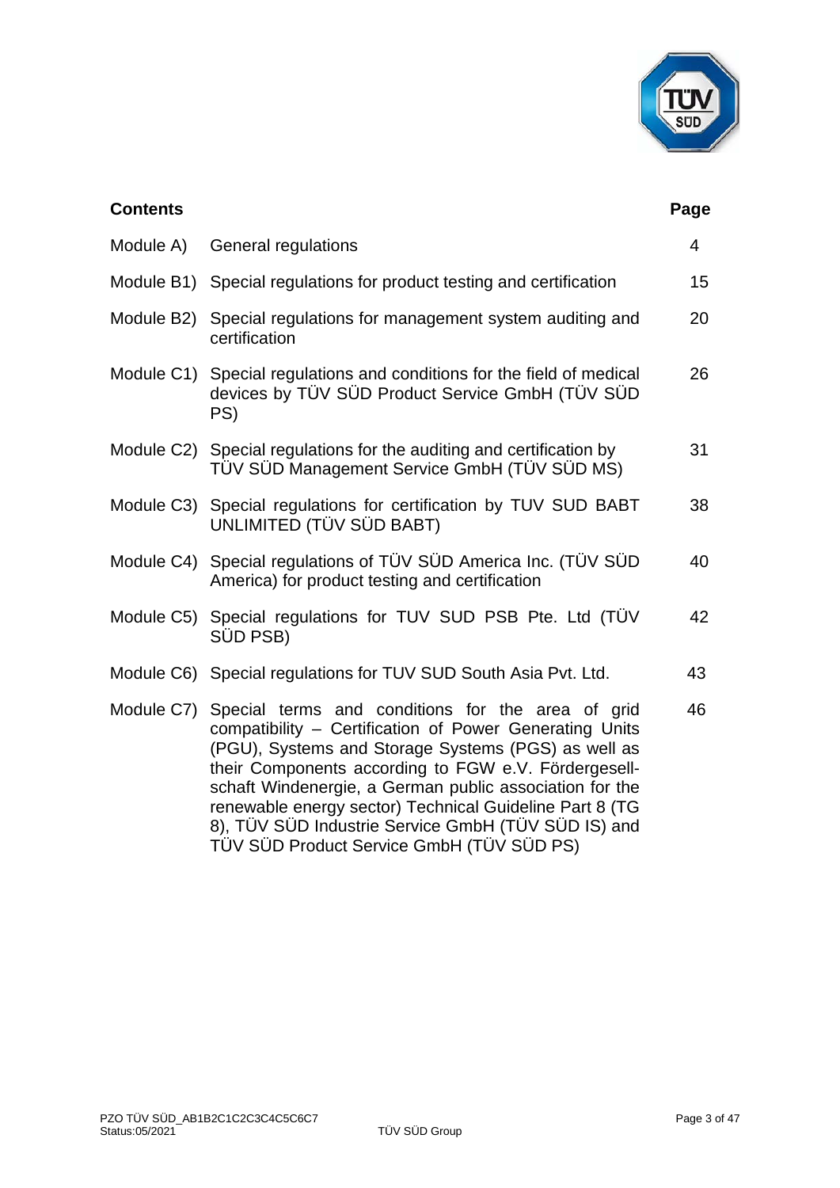| Contents | | Page |
|---|---|---|
| Module A) | General regulations | 4 |
| Module B1) | Special regulations for product testing and certification | 15 |
| Module B2) | Special regulations for management system auditing and certification | 20 |
| Module C1) | Special regulations and conditions for the field of medical devices by TÜV SÜD Product Service GmbH (TÜV SÜD PS) | 26 |
| Module C2) | Special regulations for the auditing and certification by TÜV SÜD Management Service GmbH (TÜV SÜD MS) | 31 |
| Module C3) | Special regulations for certification by TUV SUD BABT UNLIMITED (TÜV SÜD BABT) | 38 |
| Module C4) | Special regulations of TÜV SÜD America Inc. (TÜV SÜD America) for product testing and certification | 40 |
| Module C5) | Special regulations for TUV SUD PSB Pte. Ltd (TÜV SÜD PSB) | 42 |
| Module C6) | Special regulations for TUV SUD South Asia Pvt. Ltd. | 43 |
| Module C7) | Special terms and conditions for the area of grid compatibility – Certification of Power Generating Units (PGU), Systems and Storage Systems (PGS) as well as their Components according to FGW e.V. Fördergesellschaft Windenergie, a German public association for the renewable energy sector) Technical Guideline Part 8 (TG 8), TÜV SÜD Industrie Service GmbH (TÜV SÜD IS) and TÜV SÜD Product Service GmbH (TÜV SÜD PS) | 46 |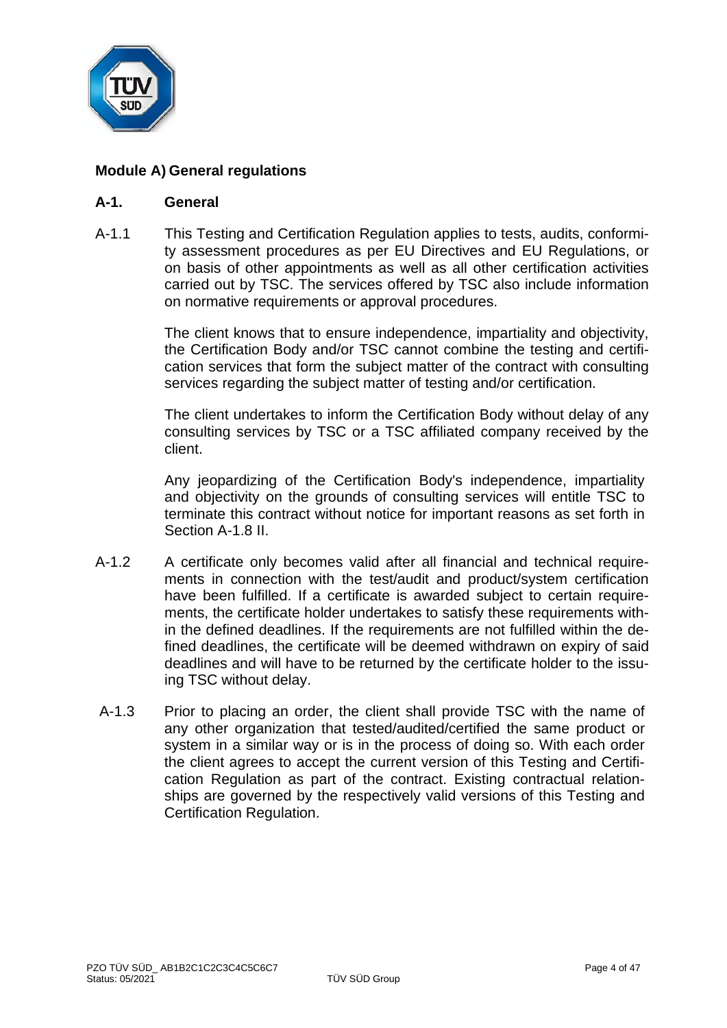## Module A) General regulations

### A-1. General

A-1.1 This Testing and Certification Regulation applies to tests, audits, conformity assessment procedures as per EU Directives and EU Regulations, or on basis of other appointments as well as all other certification activities carried out by TSC. The services offered by TSC also include information on normative requirements or approval procedures.

The client knows that to ensure independence, impartiality and objectivity, the Certification Body and/or TSC cannot combine the testing and certification services that form the subject matter of the contract with consulting services regarding the subject matter of testing and/or certification.

The client undertakes to inform the Certification Body without delay of any consulting services by TSC or a TSC affiliated company received by the client.

Any jeopardizing of the Certification Body's independence, impartiality and objectivity on the grounds of consulting services will entitle TSC to terminate this contract without notice for important reasons as set forth in Section A-1.8 II.

A-1.2 A certificate only becomes valid after all financial and technical requirements in connection with the test/audit and product/system certification have been fulfilled. If a certificate is awarded subject to certain requirements, the certificate holder undertakes to satisfy these requirements within the defined deadlines. If the requirements are not fulfilled within the defined deadlines, the certificate will be deemed withdrawn on expiry of said deadlines and will have to be returned by the certificate holder to the issuing TSC without delay.

A-1.3 Prior to placing an order, the client shall provide TSC with the name of any other organization that tested/audited/certified the same product or system in a similar way or is in the process of doing so. With each order the client agrees to accept the current version of this Testing and Certification Regulation as part of the contract. Existing contractual relationships are governed by the respectively valid versions of this Testing and Certification Regulation.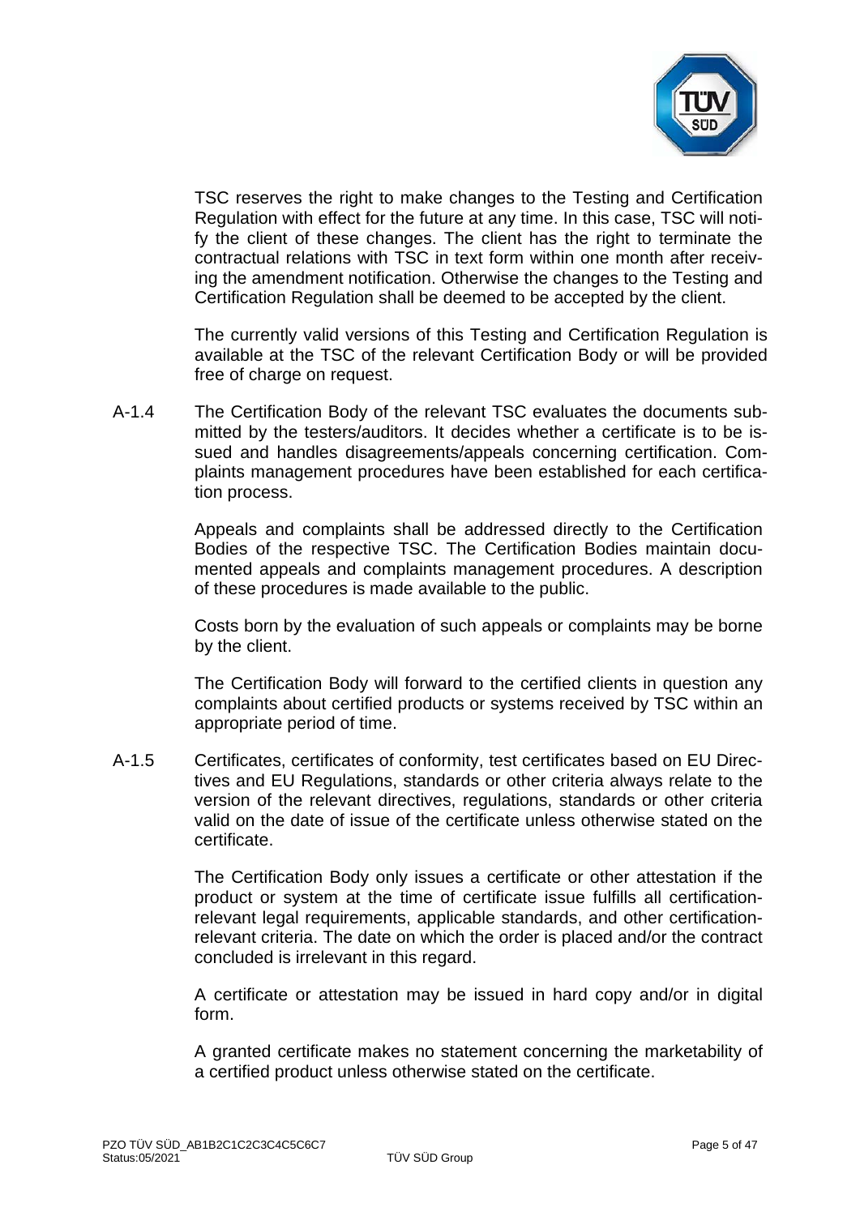TSC reserves the right to make changes to the Testing and Certification Regulation with effect for the future at any time. In this case, TSC will notify the client of these changes. The client has the right to terminate the contractual relations with TSC in text form within one month after receiving the amendment notification. Otherwise the changes to the Testing and Certification Regulation shall be deemed to be accepted by the client.

The currently valid versions of this Testing and Certification Regulation is available at the TSC of the relevant Certification Body or will be provided free of charge on request.

A-1.4 The Certification Body of the relevant TSC evaluates the documents submitted by the testers/auditors. It decides whether a certificate is to be issued and handles disagreements/appeals concerning certification. Complaints management procedures have been established for each certification process.

Appeals and complaints shall be addressed directly to the Certification Bodies of the respective TSC. The Certification Bodies maintain documented appeals and complaints management procedures. A description of these procedures is made available to the public.

Costs born by the evaluation of such appeals or complaints may be borne by the client.

The Certification Body will forward to the certified clients in question any complaints about certified products or systems received by TSC within an appropriate period of time.

A-1.5 Certificates, certificates of conformity, test certificates based on EU Directives and EU Regulations, standards or other criteria always relate to the version of the relevant directives, regulations, standards or other criteria valid on the date of issue of the certificate unless otherwise stated on the certificate.

The Certification Body only issues a certificate or other attestation if the product or system at the time of certificate issue fulfills all certification-relevant legal requirements, applicable standards, and other certification-relevant criteria. The date on which the order is placed and/or the contract concluded is irrelevant in this regard.

A certificate or attestation may be issued in hard copy and/or in digital form.

A granted certificate makes no statement concerning the marketability of a certified product unless otherwise stated on the certificate.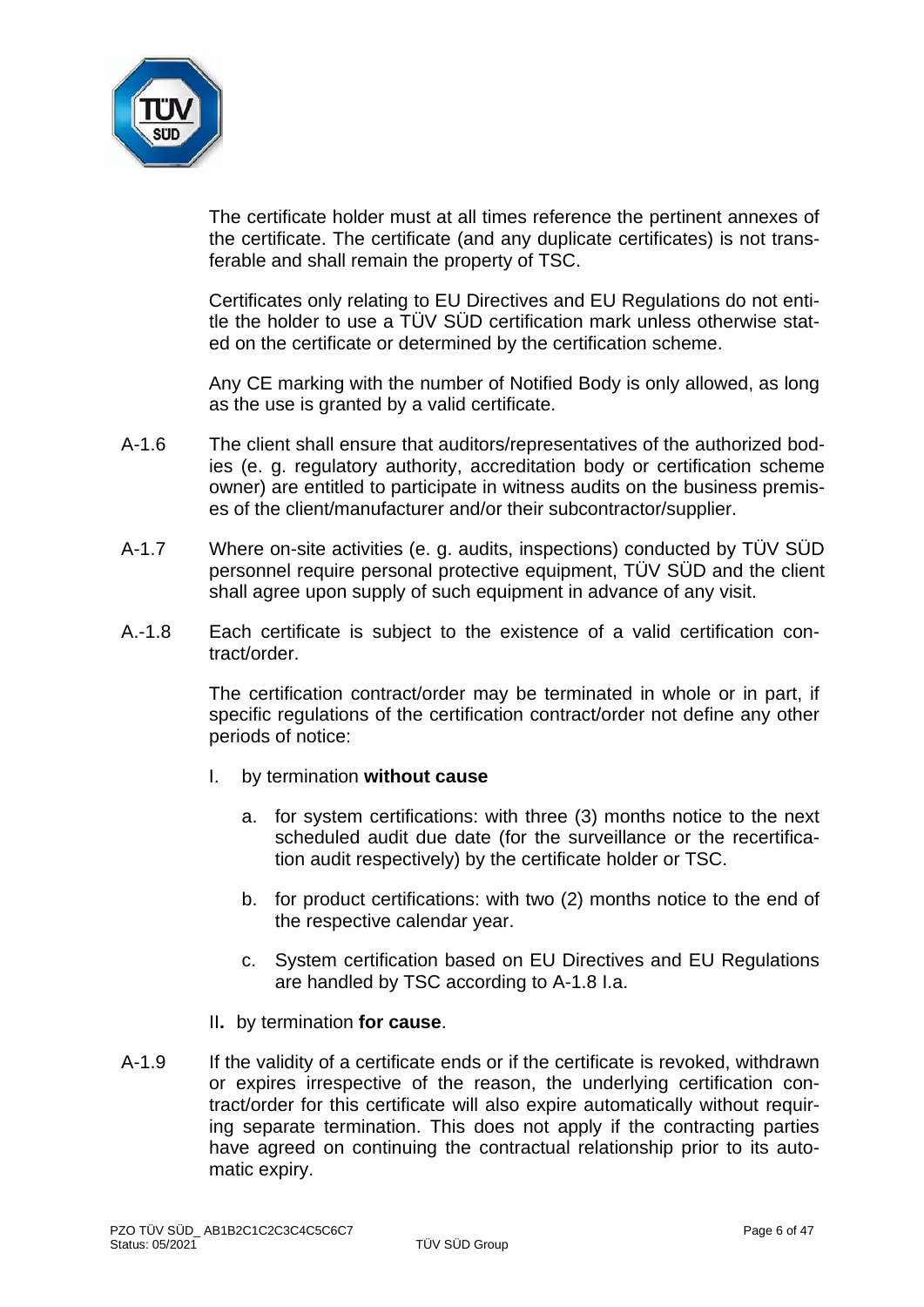The certificate holder must at all times reference the pertinent annexes of the certificate. The certificate (and any duplicate certificates) is not transferable and shall remain the property of TSC.

Certificates only relating to EU Directives and EU Regulations do not entitle the holder to use a TÜV SÜD certification mark unless otherwise stated on the certificate or determined by the certification scheme.

Any CE marking with the number of Notified Body is only allowed, as long as the use is granted by a valid certificate.

A-1.6 The client shall ensure that auditors/representatives of the authorized bodies (e. g. regulatory authority, accreditation body or certification scheme owner) are entitled to participate in witness audits on the business premises of the client/manufacturer and/or their subcontractor/supplier.

A-1.7 Where on-site activities (e. g. audits, inspections) conducted by TÜV SÜD personnel require personal protective equipment, TÜV SÜD and the client shall agree upon supply of such equipment in advance of any visit.

A.-1.8 Each certificate is subject to the existence of a valid certification contract/order.

The certification contract/order may be terminated in whole or in part, if specific regulations of the certification contract/order not define any other periods of notice:

I. by termination **without cause**

   a. for system certifications: with three (3) months notice to the next scheduled audit due date (for the surveillance or the recertification audit respectively) by the certificate holder or TSC.

   b. for product certifications: with two (2) months notice to the end of the respective calendar year.

   c. System certification based on EU Directives and EU Regulations are handled by TSC according to A-1.8 I.a.

II**.** by termination **for cause**.

A-1.9 If the validity of a certificate ends or if the certificate is revoked, withdrawn or expires irrespective of the reason, the underlying certification contract/order for this certificate will also expire automatically without requiring separate termination. This does not apply if the contracting parties have agreed on continuing the contractual relationship prior to its automatic expiry.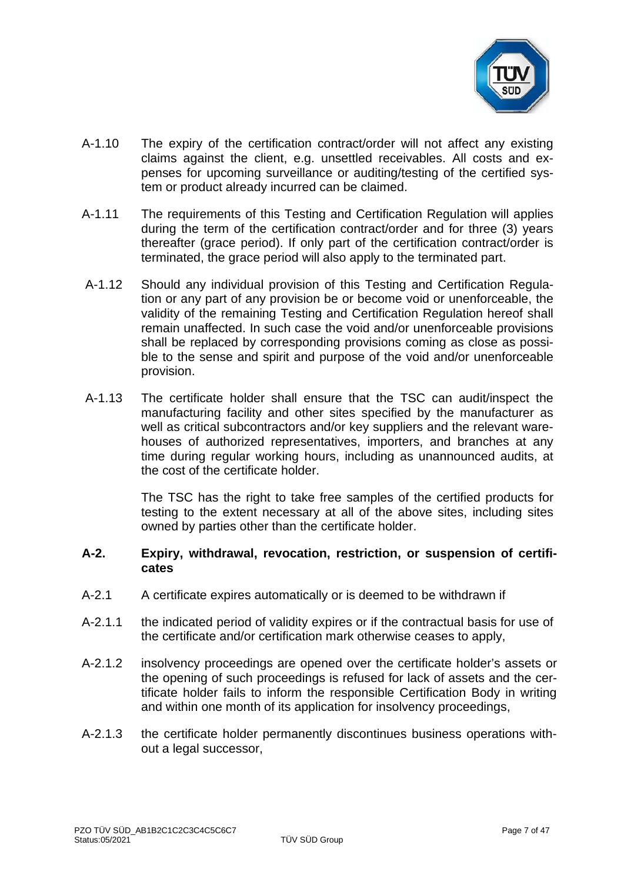A-1.10 The expiry of the certification contract/order will not affect any existing claims against the client, e.g. unsettled receivables. All costs and expenses for upcoming surveillance or auditing/testing of the certified system or product already incurred can be claimed.

A-1.11 The requirements of this Testing and Certification Regulation will applies during the term of the certification contract/order and for three (3) years thereafter (grace period). If only part of the certification contract/order is terminated, the grace period will also apply to the terminated part.

A-1.12 Should any individual provision of this Testing and Certification Regulation or any part of any provision be or become void or unenforceable, the validity of the remaining Testing and Certification Regulation hereof shall remain unaffected. In such case the void and/or unenforceable provisions shall be replaced by corresponding provisions coming as close as possible to the sense and spirit and purpose of the void and/or unenforceable provision.

A-1.13 The certificate holder shall ensure that the TSC can audit/inspect the manufacturing facility and other sites specified by the manufacturer as well as critical subcontractors and/or key suppliers and the relevant warehouses of authorized representatives, importers, and branches at any time during regular working hours, including as unannounced audits, at the cost of the certificate holder.

The TSC has the right to take free samples of the certified products for testing to the extent necessary at all of the above sites, including sites owned by parties other than the certificate holder.

## A-2. Expiry, withdrawal, revocation, restriction, or suspension of certificates

A-2.1 A certificate expires automatically or is deemed to be withdrawn if

A-2.1.1 the indicated period of validity expires or if the contractual basis for use of the certificate and/or certification mark otherwise ceases to apply,

A-2.1.2 insolvency proceedings are opened over the certificate holder's assets or the opening of such proceedings is refused for lack of assets and the certificate holder fails to inform the responsible Certification Body in writing and within one month of its application for insolvency proceedings,

A-2.1.3 the certificate holder permanently discontinues business operations without a legal successor,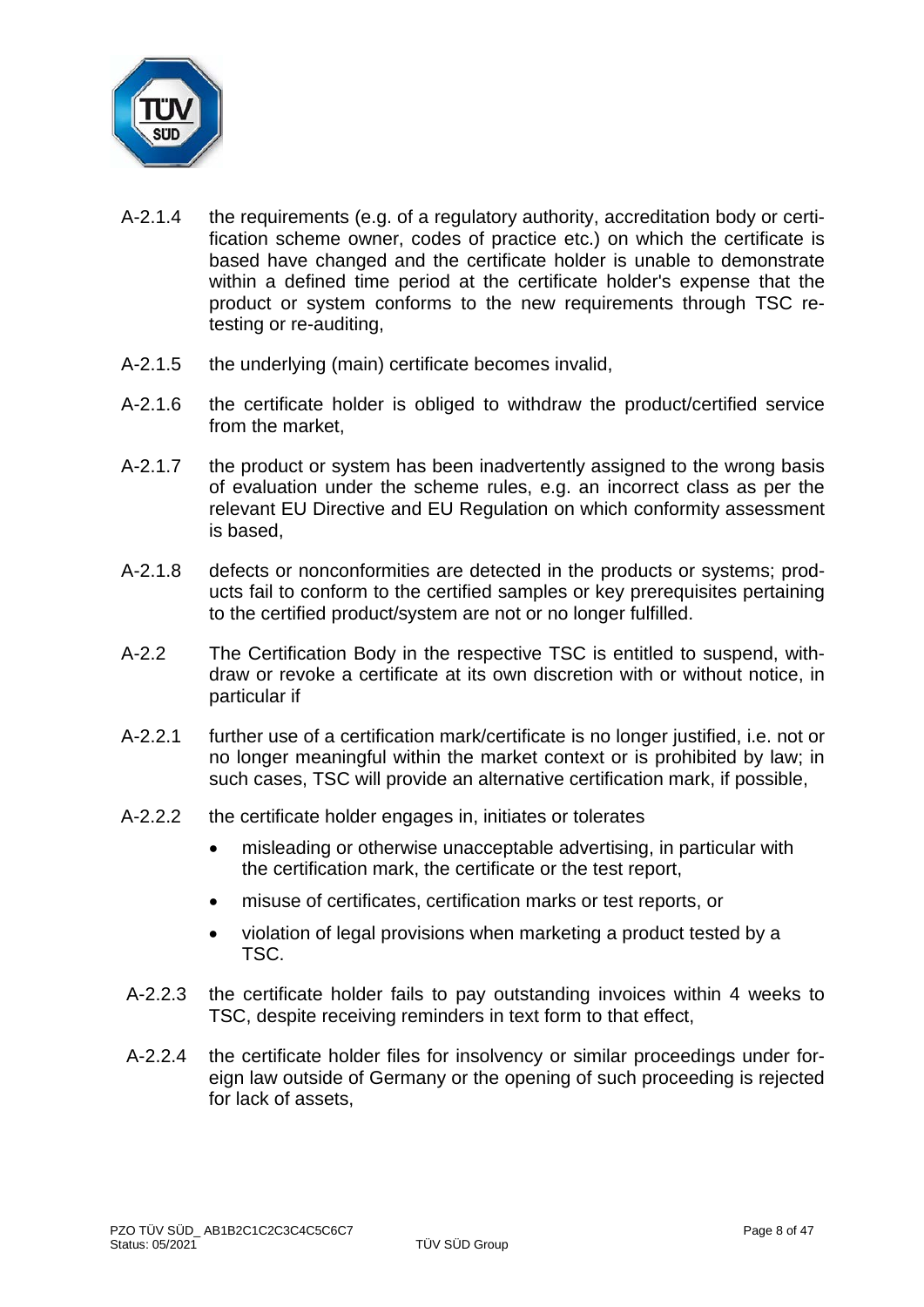A-2.1.4 the requirements (e.g. of a regulatory authority, accreditation body or certification scheme owner, codes of practice etc.) on which the certificate is based have changed and the certificate holder is unable to demonstrate within a defined time period at the certificate holder's expense that the product or system conforms to the new requirements through TSC re-testing or re-auditing,

A-2.1.5 the underlying (main) certificate becomes invalid,

A-2.1.6 the certificate holder is obliged to withdraw the product/certified service from the market,

A-2.1.7 the product or system has been inadvertently assigned to the wrong basis of evaluation under the scheme rules, e.g. an incorrect class as per the relevant EU Directive and EU Regulation on which conformity assessment is based,

A-2.1.8 defects or nonconformities are detected in the products or systems; products fail to conform to the certified samples or key prerequisites pertaining to the certified product/system are not or no longer fulfilled.

A-2.2 The Certification Body in the respective TSC is entitled to suspend, withdraw or revoke a certificate at its own discretion with or without notice, in particular if

A-2.2.1 further use of a certification mark/certificate is no longer justified, i.e. not or no longer meaningful within the market context or is prohibited by law; in such cases, TSC will provide an alternative certification mark, if possible,

A-2.2.2 the certificate holder engages in, initiates or tolerates

- misleading or otherwise unacceptable advertising, in particular with the certification mark, the certificate or the test report,
- misuse of certificates, certification marks or test reports, or
- violation of legal provisions when marketing a product tested by a TSC.

A-2.2.3 the certificate holder fails to pay outstanding invoices within 4 weeks to TSC, despite receiving reminders in text form to that effect,

A-2.2.4 the certificate holder files for insolvency or similar proceedings under foreign law outside of Germany or the opening of such proceeding is rejected for lack of assets,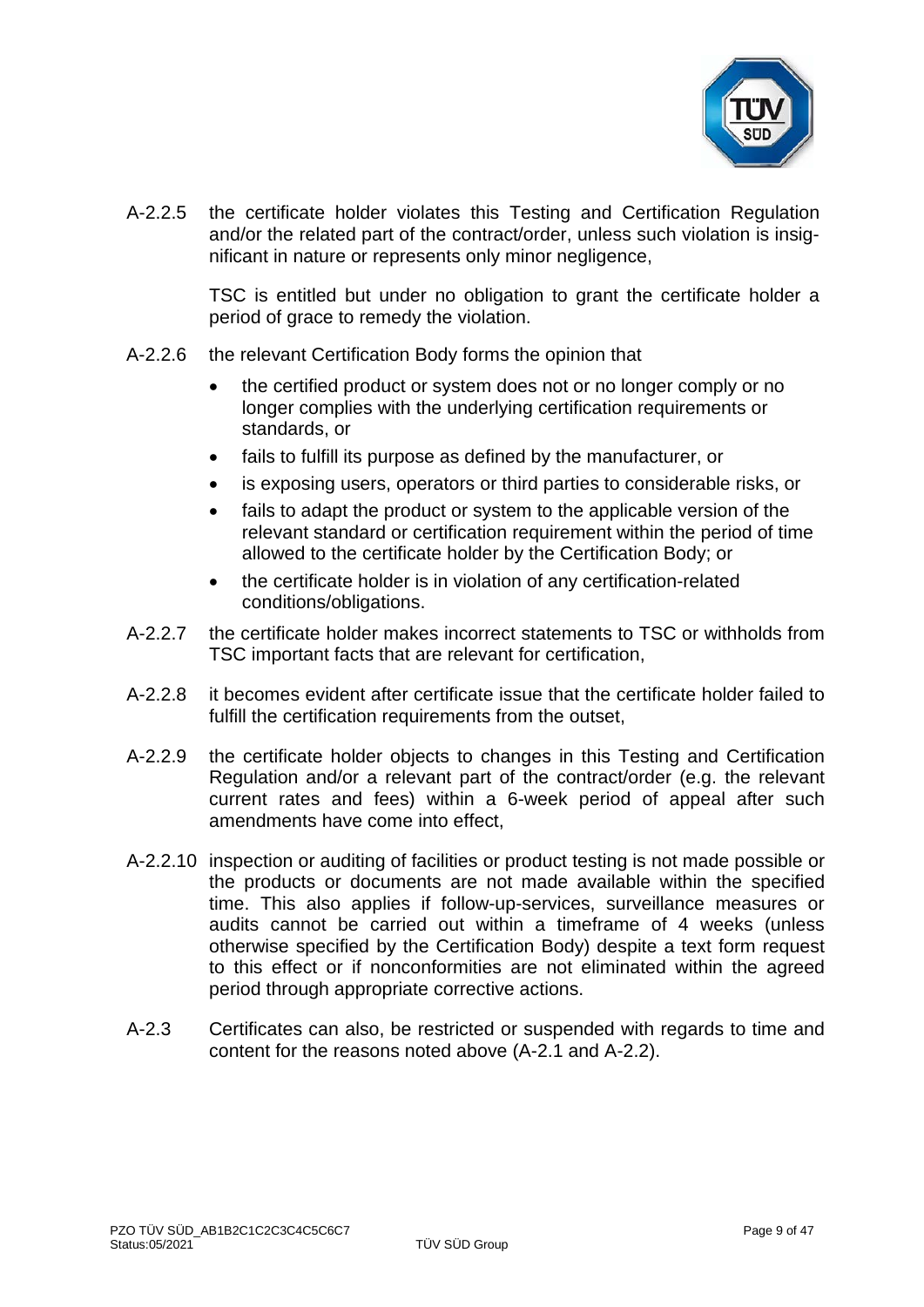A-2.2.5 the certificate holder violates this Testing and Certification Regulation and/or the related part of the contract/order, unless such violation is insignificant in nature or represents only minor negligence,

TSC is entitled but under no obligation to grant the certificate holder a period of grace to remedy the violation.

A-2.2.6 the relevant Certification Body forms the opinion that

- the certified product or system does not or no longer comply or no longer complies with the underlying certification requirements or standards, or
- fails to fulfill its purpose as defined by the manufacturer, or
- is exposing users, operators or third parties to considerable risks, or
- fails to adapt the product or system to the applicable version of the relevant standard or certification requirement within the period of time allowed to the certificate holder by the Certification Body; or
- the certificate holder is in violation of any certification-related conditions/obligations.

A-2.2.7 the certificate holder makes incorrect statements to TSC or withholds from TSC important facts that are relevant for certification,

A-2.2.8 it becomes evident after certificate issue that the certificate holder failed to fulfill the certification requirements from the outset,

A-2.2.9 the certificate holder objects to changes in this Testing and Certification Regulation and/or a relevant part of the contract/order (e.g. the relevant current rates and fees) within a 6-week period of appeal after such amendments have come into effect,

A-2.2.10 inspection or auditing of facilities or product testing is not made possible or the products or documents are not made available within the specified time. This also applies if follow-up-services, surveillance measures or audits cannot be carried out within a timeframe of 4 weeks (unless otherwise specified by the Certification Body) despite a text form request to this effect or if nonconformities are not eliminated within the agreed period through appropriate corrective actions.

A-2.3 Certificates can also, be restricted or suspended with regards to time and content for the reasons noted above (A-2.1 and A-2.2).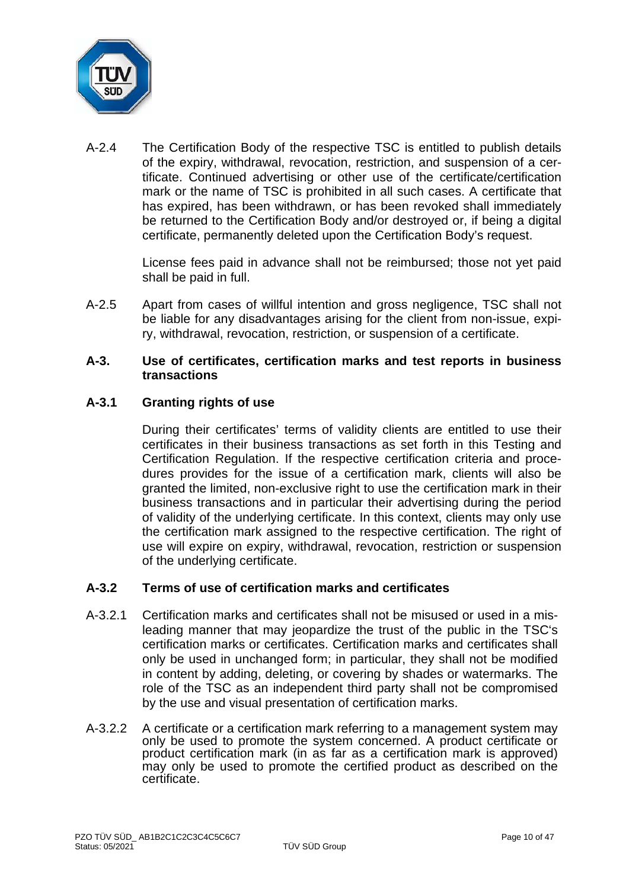A-2.4 The Certification Body of the respective TSC is entitled to publish details of the expiry, withdrawal, revocation, restriction, and suspension of a certificate. Continued advertising or other use of the certificate/certification mark or the name of TSC is prohibited in all such cases. A certificate that has expired, has been withdrawn, or has been revoked shall immediately be returned to the Certification Body and/or destroyed or, if being a digital certificate, permanently deleted upon the Certification Body's request.

License fees paid in advance shall not be reimbursed; those not yet paid shall be paid in full.

A-2.5 Apart from cases of willful intention and gross negligence, TSC shall not be liable for any disadvantages arising for the client from non-issue, expiry, withdrawal, revocation, restriction, or suspension of a certificate.

## A-3. Use of certificates, certification marks and test reports in business transactions

### A-3.1 Granting rights of use

During their certificates' terms of validity clients are entitled to use their certificates in their business transactions as set forth in this Testing and Certification Regulation. If the respective certification criteria and procedures provides for the issue of a certification mark, clients will also be granted the limited, non-exclusive right to use the certification mark in their business transactions and in particular their advertising during the period of validity of the underlying certificate. In this context, clients may only use the certification mark assigned to the respective certification. The right of use will expire on expiry, withdrawal, revocation, restriction or suspension of the underlying certificate.

### A-3.2 Terms of use of certification marks and certificates

A-3.2.1 Certification marks and certificates shall not be misused or used in a misleading manner that may jeopardize the trust of the public in the TSC's certification marks or certificates. Certification marks and certificates shall only be used in unchanged form; in particular, they shall not be modified in content by adding, deleting, or covering by shades or watermarks. The role of the TSC as an independent third party shall not be compromised by the use and visual presentation of certification marks.

A-3.2.2 A certificate or a certification mark referring to a management system may only be used to promote the system concerned. A product certificate or product certification mark (in as far as a certification mark is approved) may only be used to promote the certified product as described on the certificate.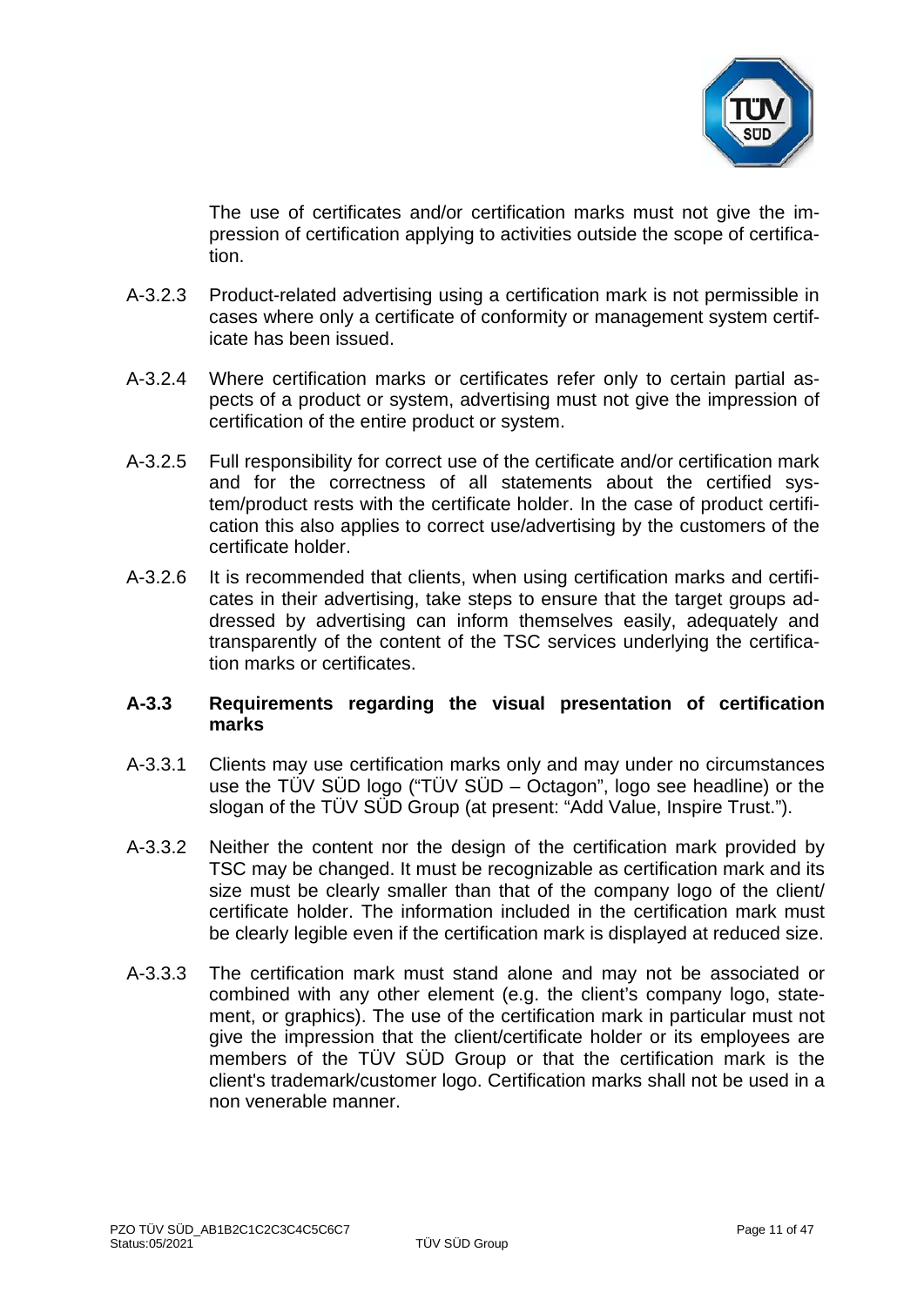The use of certificates and/or certification marks must not give the impression of certification applying to activities outside the scope of certification.

A-3.2.3 Product-related advertising using a certification mark is not permissible in cases where only a certificate of conformity or management system certificate has been issued.

A-3.2.4 Where certification marks or certificates refer only to certain partial aspects of a product or system, advertising must not give the impression of certification of the entire product or system.

A-3.2.5 Full responsibility for correct use of the certificate and/or certification mark and for the correctness of all statements about the certified system/product rests with the certificate holder. In the case of product certification this also applies to correct use/advertising by the customers of the certificate holder.

A-3.2.6 It is recommended that clients, when using certification marks and certificates in their advertising, take steps to ensure that the target groups addressed by advertising can inform themselves easily, adequately and transparently of the content of the TSC services underlying the certification marks or certificates.

### A-3.3 Requirements regarding the visual presentation of certification marks

A-3.3.1 Clients may use certification marks only and may under no circumstances use the TÜV SÜD logo ("TÜV SÜD – Octagon", logo see headline) or the slogan of the TÜV SÜD Group (at present: "Add Value, Inspire Trust.").

A-3.3.2 Neither the content nor the design of the certification mark provided by TSC may be changed. It must be recognizable as certification mark and its size must be clearly smaller than that of the company logo of the client/ certificate holder. The information included in the certification mark must be clearly legible even if the certification mark is displayed at reduced size.

A-3.3.3 The certification mark must stand alone and may not be associated or combined with any other element (e.g. the client's company logo, statement, or graphics). The use of the certification mark in particular must not give the impression that the client/certificate holder or its employees are members of the TÜV SÜD Group or that the certification mark is the client's trademark/customer logo. Certification marks shall not be used in a non venerable manner.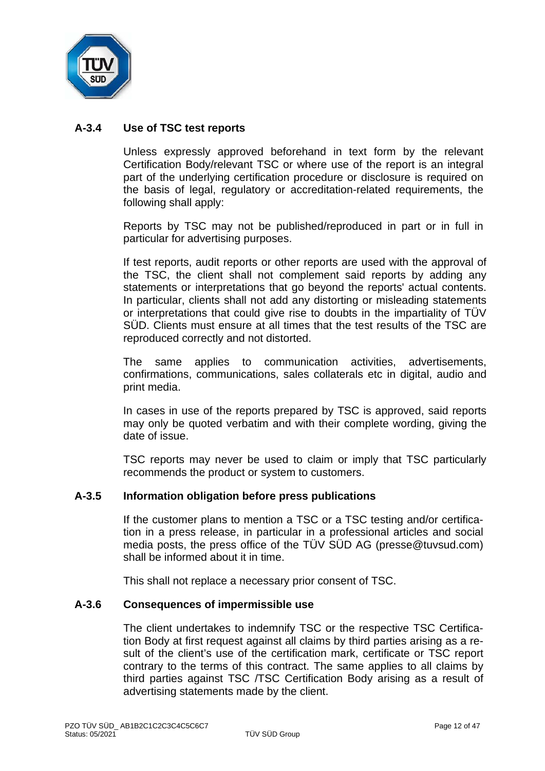### A-3.4 Use of TSC test reports

Unless expressly approved beforehand in text form by the relevant Certification Body/relevant TSC or where use of the report is an integral part of the underlying certification procedure or disclosure is required on the basis of legal, regulatory or accreditation-related requirements, the following shall apply:

Reports by TSC may not be published/reproduced in part or in full in particular for advertising purposes.

If test reports, audit reports or other reports are used with the approval of the TSC, the client shall not complement said reports by adding any statements or interpretations that go beyond the reports' actual contents. In particular, clients shall not add any distorting or misleading statements or interpretations that could give rise to doubts in the impartiality of TÜV SÜD. Clients must ensure at all times that the test results of the TSC are reproduced correctly and not distorted.

The same applies to communication activities, advertisements, confirmations, communications, sales collaterals etc in digital, audio and print media.

In cases in use of the reports prepared by TSC is approved, said reports may only be quoted verbatim and with their complete wording, giving the date of issue.

TSC reports may never be used to claim or imply that TSC particularly recommends the product or system to customers.

### A-3.5 Information obligation before press publications

If the customer plans to mention a TSC or a TSC testing and/or certification in a press release, in particular in a professional articles and social media posts, the press office of the TÜV SÜD AG (presse@tuvsud.com) shall be informed about it in time.

This shall not replace a necessary prior consent of TSC.

### A-3.6 Consequences of impermissible use

The client undertakes to indemnify TSC or the respective TSC Certification Body at first request against all claims by third parties arising as a result of the client's use of the certification mark, certificate or TSC report contrary to the terms of this contract. The same applies to all claims by third parties against TSC /TSC Certification Body arising as a result of advertising statements made by the client.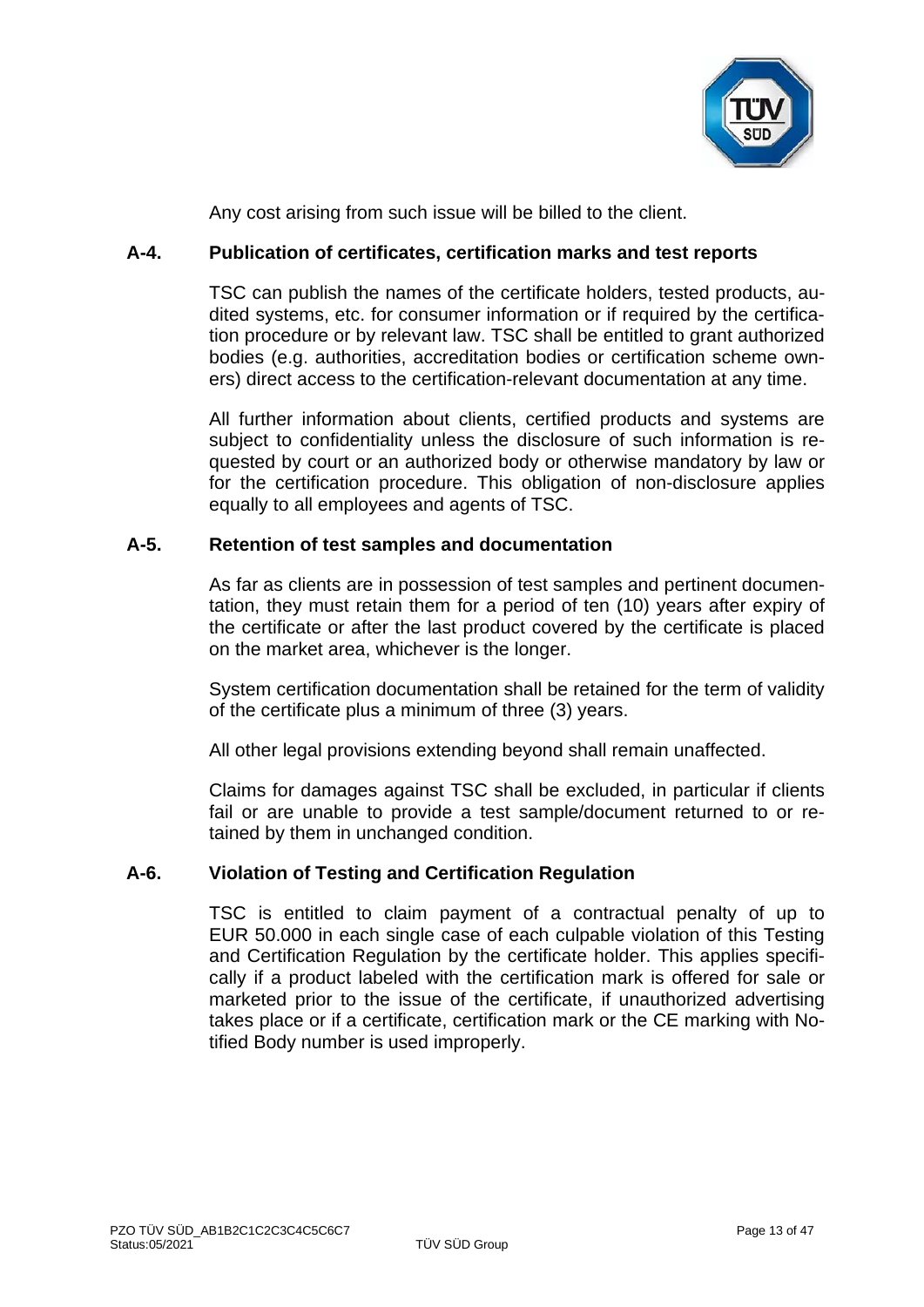Any cost arising from such issue will be billed to the client.

## A-4. Publication of certificates, certification marks and test reports

TSC can publish the names of the certificate holders, tested products, audited systems, etc. for consumer information or if required by the certification procedure or by relevant law. TSC shall be entitled to grant authorized bodies (e.g. authorities, accreditation bodies or certification scheme owners) direct access to the certification-relevant documentation at any time.

All further information about clients, certified products and systems are subject to confidentiality unless the disclosure of such information is requested by court or an authorized body or otherwise mandatory by law or for the certification procedure. This obligation of non-disclosure applies equally to all employees and agents of TSC.

## A-5. Retention of test samples and documentation

As far as clients are in possession of test samples and pertinent documentation, they must retain them for a period of ten (10) years after expiry of the certificate or after the last product covered by the certificate is placed on the market area, whichever is the longer.

System certification documentation shall be retained for the term of validity of the certificate plus a minimum of three (3) years.

All other legal provisions extending beyond shall remain unaffected.

Claims for damages against TSC shall be excluded, in particular if clients fail or are unable to provide a test sample/document returned to or retained by them in unchanged condition.

## A-6. Violation of Testing and Certification Regulation

TSC is entitled to claim payment of a contractual penalty of up to EUR 50.000 in each single case of each culpable violation of this Testing and Certification Regulation by the certificate holder. This applies specifically if a product labeled with the certification mark is offered for sale or marketed prior to the issue of the certificate, if unauthorized advertising takes place or if a certificate, certification mark or the CE marking with Notified Body number is used improperly.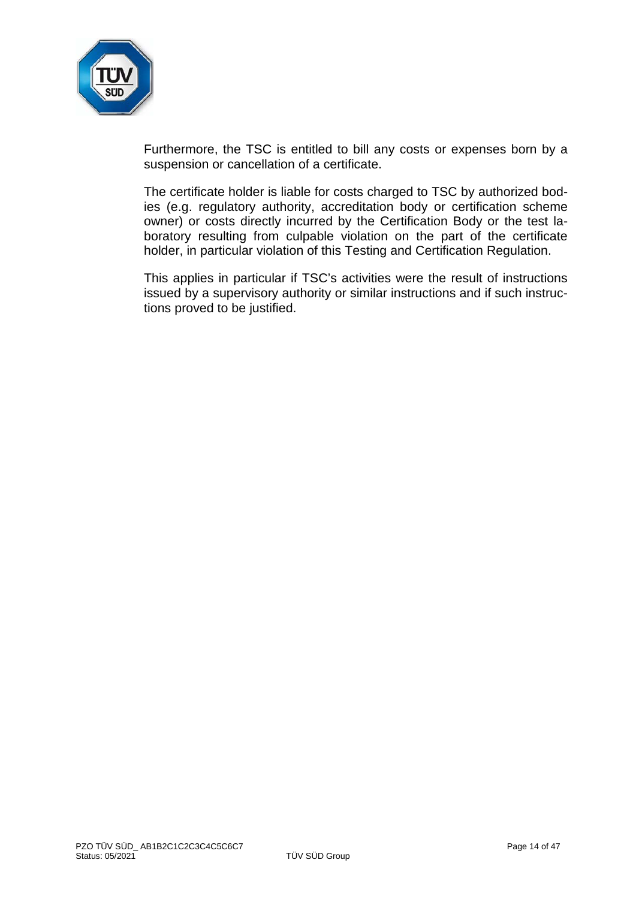Furthermore, the TSC is entitled to bill any costs or expenses born by a suspension or cancellation of a certificate.

The certificate holder is liable for costs charged to TSC by authorized bodies (e.g. regulatory authority, accreditation body or certification scheme owner) or costs directly incurred by the Certification Body or the test laboratory resulting from culpable violation on the part of the certificate holder, in particular violation of this Testing and Certification Regulation.

This applies in particular if TSC's activities were the result of instructions issued by a supervisory authority or similar instructions and if such instructions proved to be justified.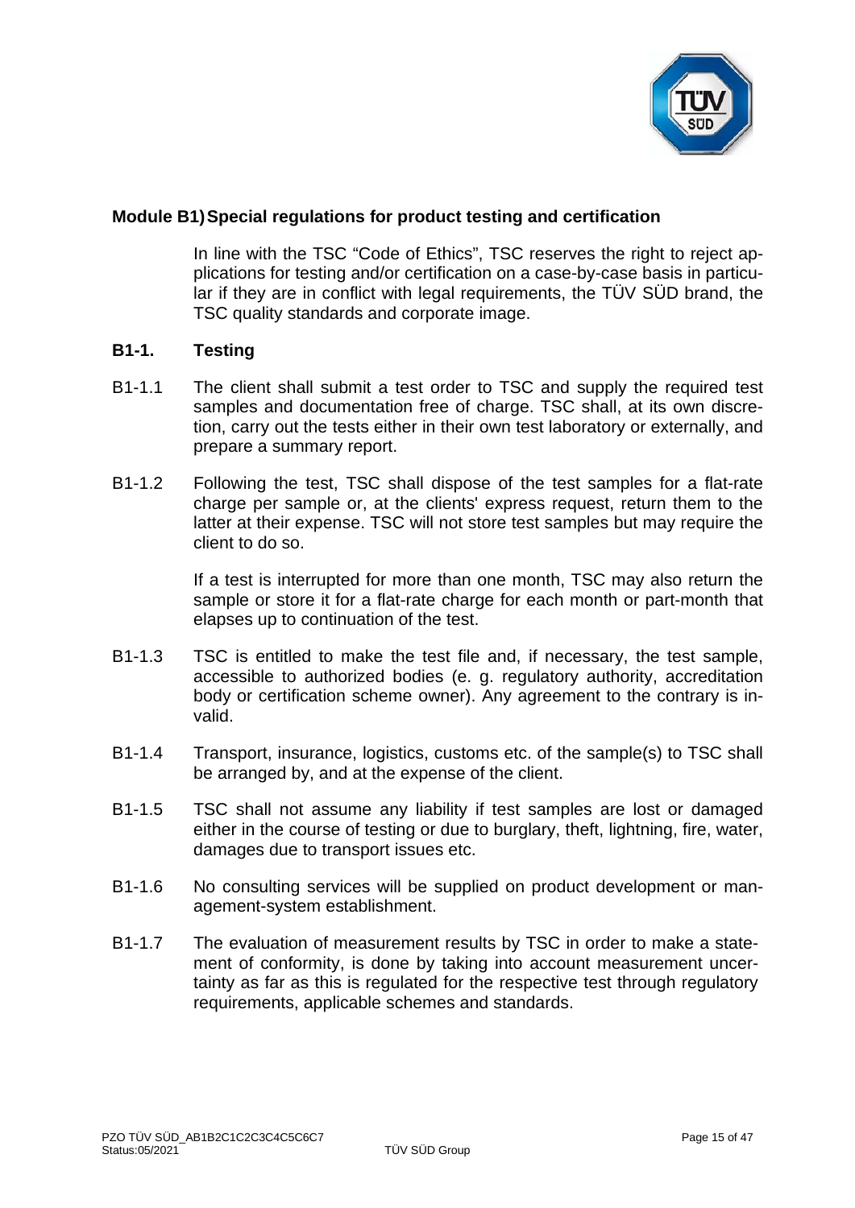## Module B1) Special regulations for product testing and certification

In line with the TSC "Code of Ethics", TSC reserves the right to reject applications for testing and/or certification on a case-by-case basis in particular if they are in conflict with legal requirements, the TÜV SÜD brand, the TSC quality standards and corporate image.

### B1-1. Testing

B1-1.1 The client shall submit a test order to TSC and supply the required test samples and documentation free of charge. TSC shall, at its own discretion, carry out the tests either in their own test laboratory or externally, and prepare a summary report.

B1-1.2 Following the test, TSC shall dispose of the test samples for a flat-rate charge per sample or, at the clients' express request, return them to the latter at their expense. TSC will not store test samples but may require the client to do so.

If a test is interrupted for more than one month, TSC may also return the sample or store it for a flat-rate charge for each month or part-month that elapses up to continuation of the test.

B1-1.3 TSC is entitled to make the test file and, if necessary, the test sample, accessible to authorized bodies (e. g. regulatory authority, accreditation body or certification scheme owner). Any agreement to the contrary is invalid.

B1-1.4 Transport, insurance, logistics, customs etc. of the sample(s) to TSC shall be arranged by, and at the expense of the client.

B1-1.5 TSC shall not assume any liability if test samples are lost or damaged either in the course of testing or due to burglary, theft, lightning, fire, water, damages due to transport issues etc.

B1-1.6 No consulting services will be supplied on product development or management-system establishment.

B1-1.7 The evaluation of measurement results by TSC in order to make a statement of conformity, is done by taking into account measurement uncertainty as far as this is regulated for the respective test through regulatory requirements, applicable schemes and standards.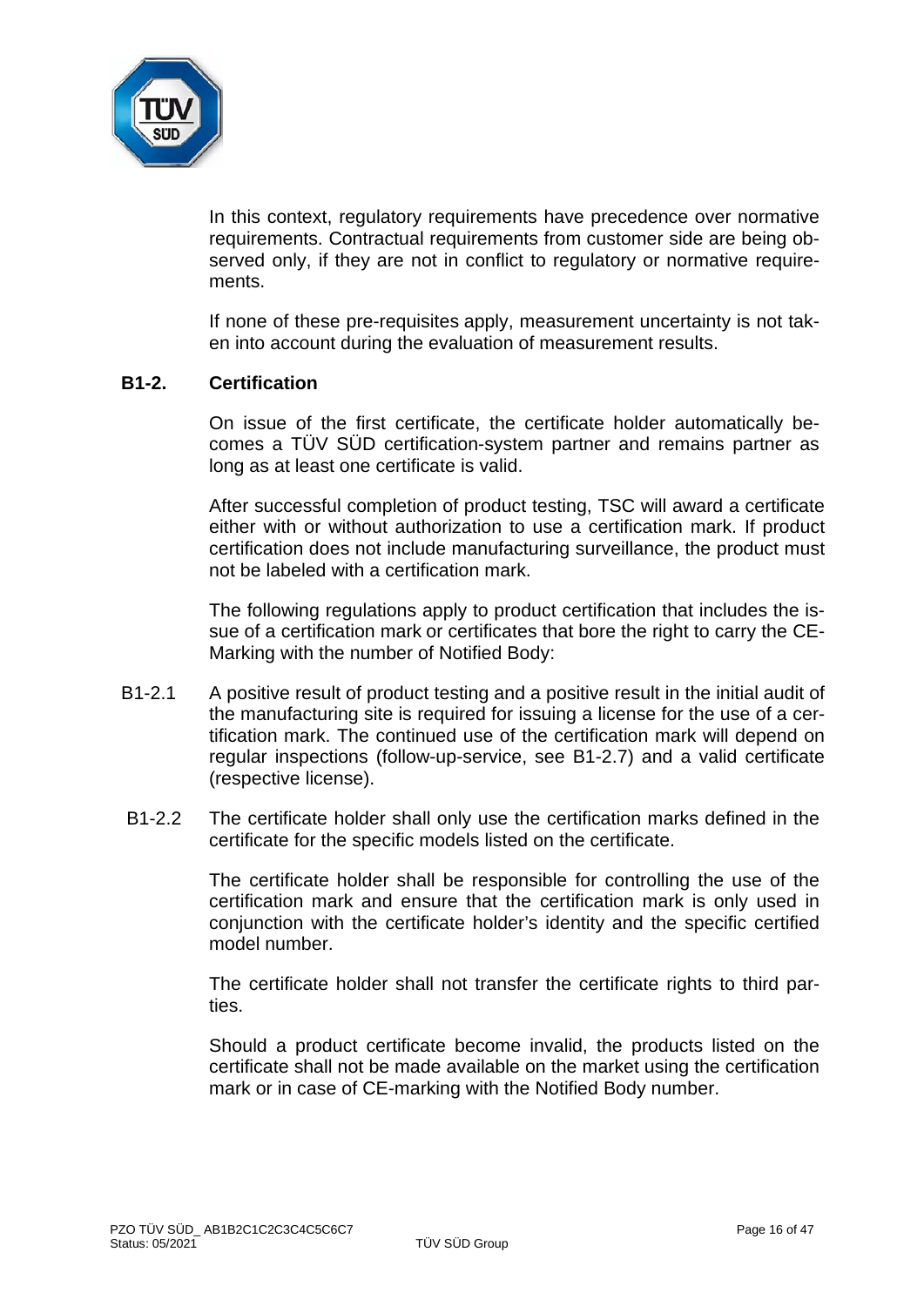In this context, regulatory requirements have precedence over normative requirements. Contractual requirements from customer side are being observed only, if they are not in conflict to regulatory or normative requirements.

If none of these pre-requisites apply, measurement uncertainty is not taken into account during the evaluation of measurement results.

## B1-2. Certification

On issue of the first certificate, the certificate holder automatically becomes a TÜV SÜD certification-system partner and remains partner as long as at least one certificate is valid.

After successful completion of product testing, TSC will award a certificate either with or without authorization to use a certification mark. If product certification does not include manufacturing surveillance, the product must not be labeled with a certification mark.

The following regulations apply to product certification that includes the issue of a certification mark or certificates that bore the right to carry the CE-Marking with the number of Notified Body:

B1-2.1 A positive result of product testing and a positive result in the initial audit of the manufacturing site is required for issuing a license for the use of a certification mark. The continued use of the certification mark will depend on regular inspections (follow-up-service, see B1-2.7) and a valid certificate (respective license).

B1-2.2 The certificate holder shall only use the certification marks defined in the certificate for the specific models listed on the certificate.

The certificate holder shall be responsible for controlling the use of the certification mark and ensure that the certification mark is only used in conjunction with the certificate holder's identity and the specific certified model number.

The certificate holder shall not transfer the certificate rights to third parties.

Should a product certificate become invalid, the products listed on the certificate shall not be made available on the market using the certification mark or in case of CE-marking with the Notified Body number.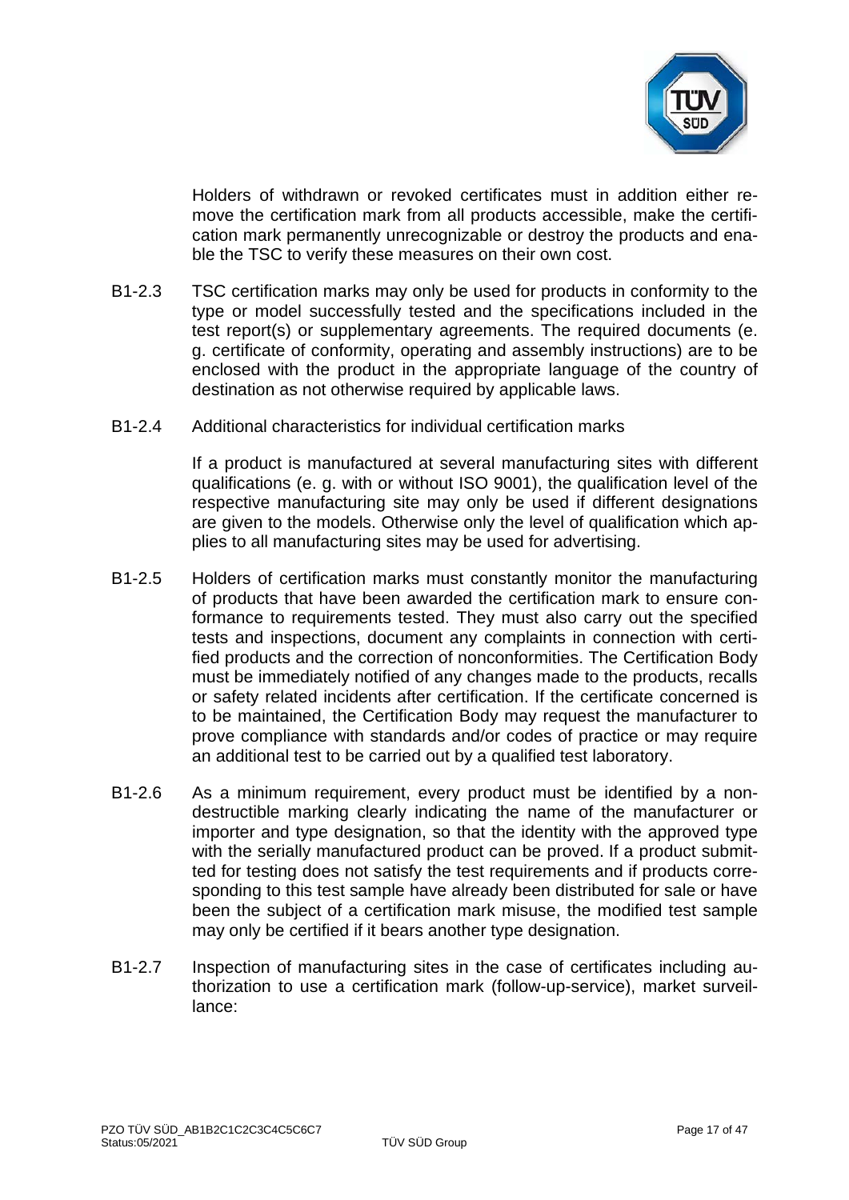Holders of withdrawn or revoked certificates must in addition either remove the certification mark from all products accessible, make the certification mark permanently unrecognizable or destroy the products and enable the TSC to verify these measures on their own cost.

B1-2.3 TSC certification marks may only be used for products in conformity to the type or model successfully tested and the specifications included in the test report(s) or supplementary agreements. The required documents (e. g. certificate of conformity, operating and assembly instructions) are to be enclosed with the product in the appropriate language of the country of destination as not otherwise required by applicable laws.

B1-2.4 Additional characteristics for individual certification marks

If a product is manufactured at several manufacturing sites with different qualifications (e. g. with or without ISO 9001), the qualification level of the respective manufacturing site may only be used if different designations are given to the models. Otherwise only the level of qualification which applies to all manufacturing sites may be used for advertising.

B1-2.5 Holders of certification marks must constantly monitor the manufacturing of products that have been awarded the certification mark to ensure conformance to requirements tested. They must also carry out the specified tests and inspections, document any complaints in connection with certified products and the correction of nonconformities. The Certification Body must be immediately notified of any changes made to the products, recalls or safety related incidents after certification. If the certificate concerned is to be maintained, the Certification Body may request the manufacturer to prove compliance with standards and/or codes of practice or may require an additional test to be carried out by a qualified test laboratory.

B1-2.6 As a minimum requirement, every product must be identified by a non-destructible marking clearly indicating the name of the manufacturer or importer and type designation, so that the identity with the approved type with the serially manufactured product can be proved. If a product submitted for testing does not satisfy the test requirements and if products corresponding to this test sample have already been distributed for sale or have been the subject of a certification mark misuse, the modified test sample may only be certified if it bears another type designation.

B1-2.7 Inspection of manufacturing sites in the case of certificates including authorization to use a certification mark (follow-up-service), market surveillance: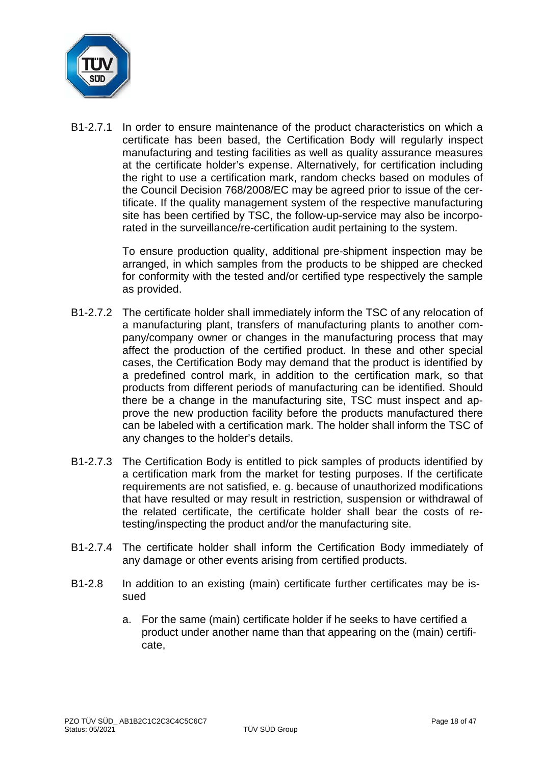B1-2.7.1 In order to ensure maintenance of the product characteristics on which a certificate has been based, the Certification Body will regularly inspect manufacturing and testing facilities as well as quality assurance measures at the certificate holder's expense. Alternatively, for certification including the right to use a certification mark, random checks based on modules of the Council Decision 768/2008/EC may be agreed prior to issue of the certificate. If the quality management system of the respective manufacturing site has been certified by TSC, the follow-up-service may also be incorporated in the surveillance/re-certification audit pertaining to the system.

To ensure production quality, additional pre-shipment inspection may be arranged, in which samples from the products to be shipped are checked for conformity with the tested and/or certified type respectively the sample as provided.

B1-2.7.2 The certificate holder shall immediately inform the TSC of any relocation of a manufacturing plant, transfers of manufacturing plants to another company/company owner or changes in the manufacturing process that may affect the production of the certified product. In these and other special cases, the Certification Body may demand that the product is identified by a predefined control mark, in addition to the certification mark, so that products from different periods of manufacturing can be identified. Should there be a change in the manufacturing site, TSC must inspect and approve the new production facility before the products manufactured there can be labeled with a certification mark. The holder shall inform the TSC of any changes to the holder's details.

B1-2.7.3 The Certification Body is entitled to pick samples of products identified by a certification mark from the market for testing purposes. If the certificate requirements are not satisfied, e. g. because of unauthorized modifications that have resulted or may result in restriction, suspension or withdrawal of the related certificate, the certificate holder shall bear the costs of re-testing/inspecting the product and/or the manufacturing site.

B1-2.7.4 The certificate holder shall inform the Certification Body immediately of any damage or other events arising from certified products.

B1-2.8 In addition to an existing (main) certificate further certificates may be issued

a. For the same (main) certificate holder if he seeks to have certified a product under another name than that appearing on the (main) certificate,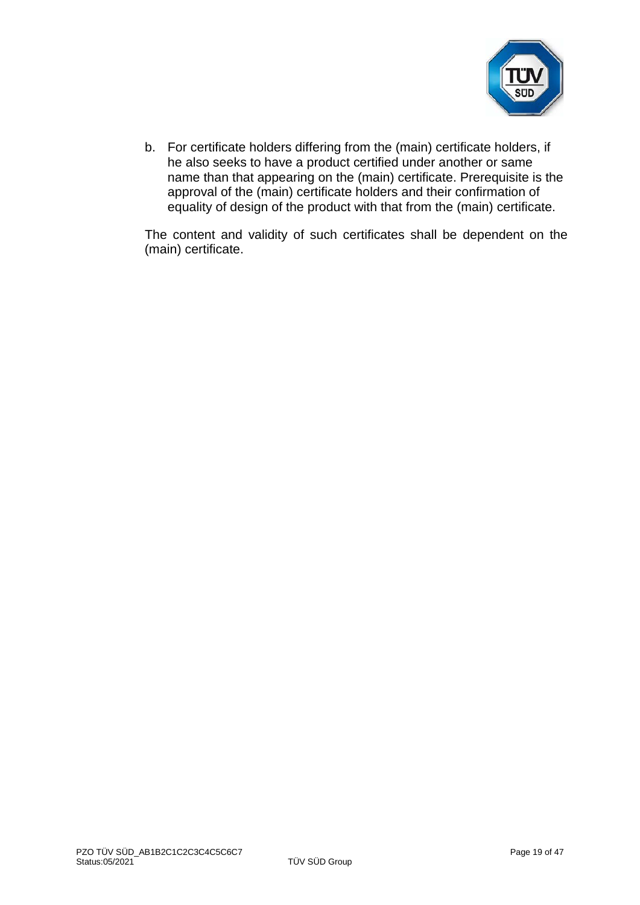b. For certificate holders differing from the (main) certificate holders, if he also seeks to have a product certified under another or same name than that appearing on the (main) certificate. Prerequisite is the approval of the (main) certificate holders and their confirmation of equality of design of the product with that from the (main) certificate.

The content and validity of such certificates shall be dependent on the (main) certificate.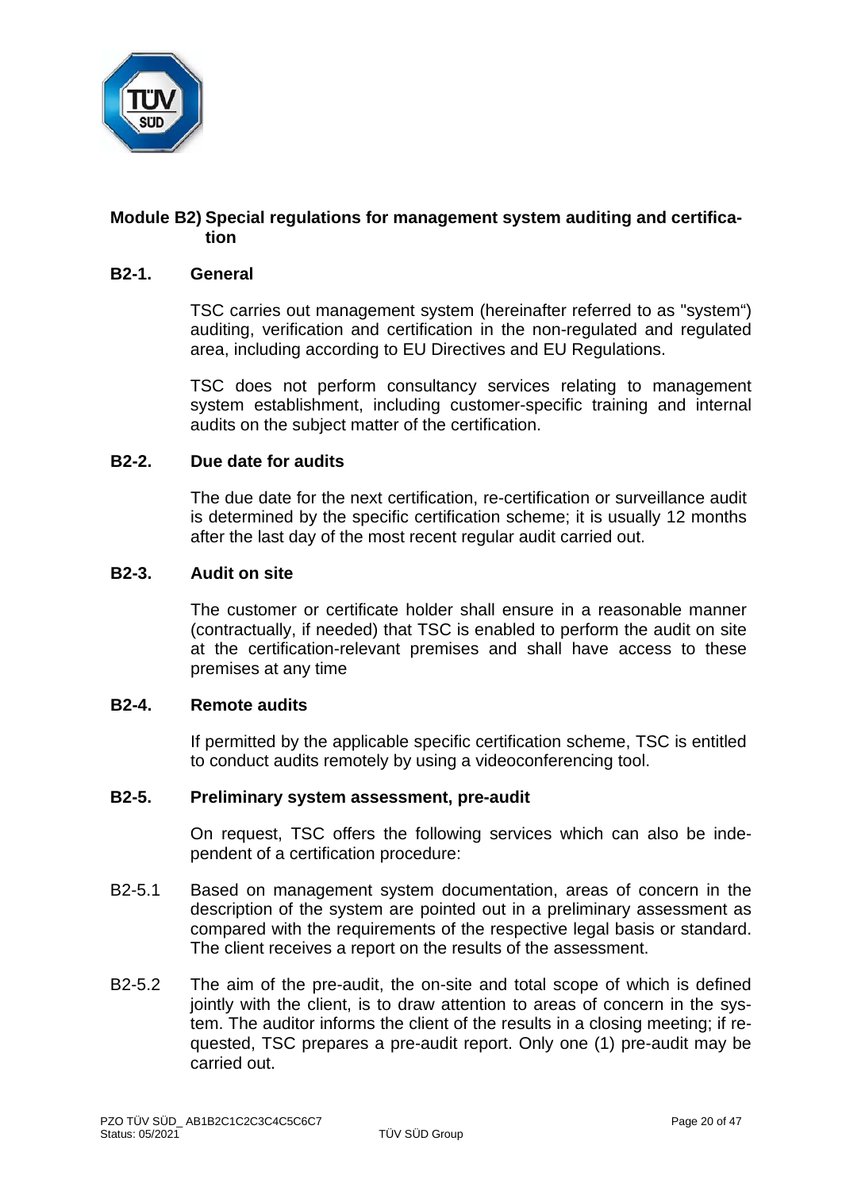## Module B2) Special regulations for management system auditing and certification

### B2-1. General

TSC carries out management system (hereinafter referred to as "system“) auditing, verification and certification in the non-regulated and regulated area, including according to EU Directives and EU Regulations.

TSC does not perform consultancy services relating to management system establishment, including customer-specific training and internal audits on the subject matter of the certification.

### B2-2. Due date for audits

The due date for the next certification, re-certification or surveillance audit is determined by the specific certification scheme; it is usually 12 months after the last day of the most recent regular audit carried out.

### B2-3. Audit on site

The customer or certificate holder shall ensure in a reasonable manner (contractually, if needed) that TSC is enabled to perform the audit on site at the certification-relevant premises and shall have access to these premises at any time

### B2-4. Remote audits

If permitted by the applicable specific certification scheme, TSC is entitled to conduct audits remotely by using a videoconferencing tool.

### B2-5. Preliminary system assessment, pre-audit

On request, TSC offers the following services which can also be independent of a certification procedure:

B2-5.1 Based on management system documentation, areas of concern in the description of the system are pointed out in a preliminary assessment as compared with the requirements of the respective legal basis or standard. The client receives a report on the results of the assessment.

B2-5.2 The aim of the pre-audit, the on-site and total scope of which is defined jointly with the client, is to draw attention to areas of concern in the system. The auditor informs the client of the results in a closing meeting; if requested, TSC prepares a pre-audit report. Only one (1) pre-audit may be carried out.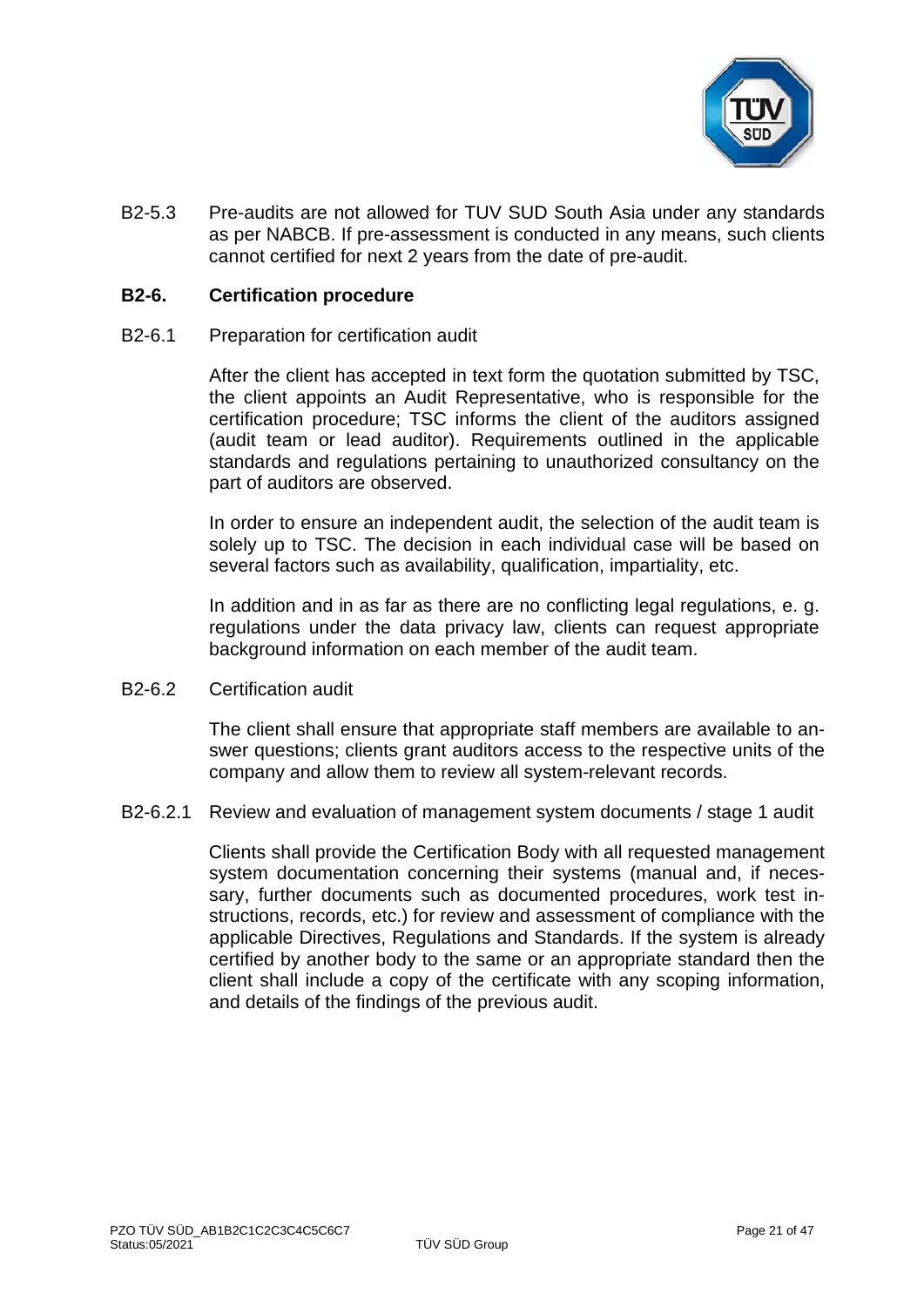B2-5.3 Pre-audits are not allowed for TUV SUD South Asia under any standards as per NABCB. If pre-assessment is conducted in any means, such clients cannot certified for next 2 years from the date of pre-audit.

## B2-6. Certification procedure

B2-6.1 Preparation for certification audit

After the client has accepted in text form the quotation submitted by TSC, the client appoints an Audit Representative, who is responsible for the certification procedure; TSC informs the client of the auditors assigned (audit team or lead auditor). Requirements outlined in the applicable standards and regulations pertaining to unauthorized consultancy on the part of auditors are observed.

In order to ensure an independent audit, the selection of the audit team is solely up to TSC. The decision in each individual case will be based on several factors such as availability, qualification, impartiality, etc.

In addition and in as far as there are no conflicting legal regulations, e. g. regulations under the data privacy law, clients can request appropriate background information on each member of the audit team.

B2-6.2 Certification audit

The client shall ensure that appropriate staff members are available to answer questions; clients grant auditors access to the respective units of the company and allow them to review all system-relevant records.

B2-6.2.1 Review and evaluation of management system documents / stage 1 audit

Clients shall provide the Certification Body with all requested management system documentation concerning their systems (manual and, if necessary, further documents such as documented procedures, work test instructions, records, etc.) for review and assessment of compliance with the applicable Directives, Regulations and Standards. If the system is already certified by another body to the same or an appropriate standard then the client shall include a copy of the certificate with any scoping information, and details of the findings of the previous audit.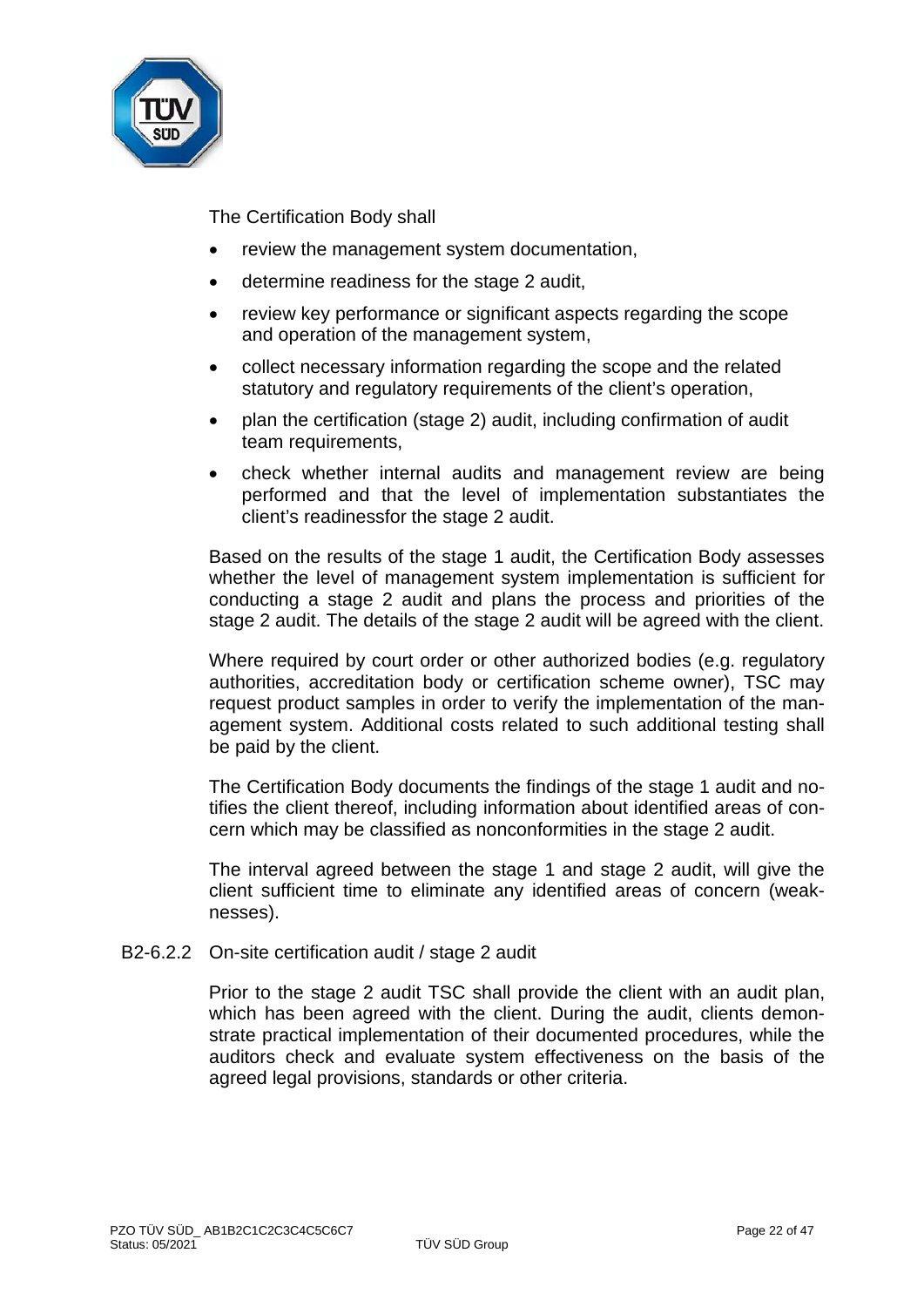The Certification Body shall

- review the management system documentation,
- determine readiness for the stage 2 audit,
- review key performance or significant aspects regarding the scope and operation of the management system,
- collect necessary information regarding the scope and the related statutory and regulatory requirements of the client's operation,
- plan the certification (stage 2) audit, including confirmation of audit team requirements,
- check whether internal audits and management review are being performed and that the level of implementation substantiates the client's readinessfor the stage 2 audit.

Based on the results of the stage 1 audit, the Certification Body assesses whether the level of management system implementation is sufficient for conducting a stage 2 audit and plans the process and priorities of the stage 2 audit. The details of the stage 2 audit will be agreed with the client.

Where required by court order or other authorized bodies (e.g. regulatory authorities, accreditation body or certification scheme owner), TSC may request product samples in order to verify the implementation of the management system. Additional costs related to such additional testing shall be paid by the client.

The Certification Body documents the findings of the stage 1 audit and notifies the client thereof, including information about identified areas of concern which may be classified as nonconformities in the stage 2 audit.

The interval agreed between the stage 1 and stage 2 audit, will give the client sufficient time to eliminate any identified areas of concern (weaknesses).

B2-6.2.2 On-site certification audit / stage 2 audit

Prior to the stage 2 audit TSC shall provide the client with an audit plan, which has been agreed with the client. During the audit, clients demonstrate practical implementation of their documented procedures, while the auditors check and evaluate system effectiveness on the basis of the agreed legal provisions, standards or other criteria.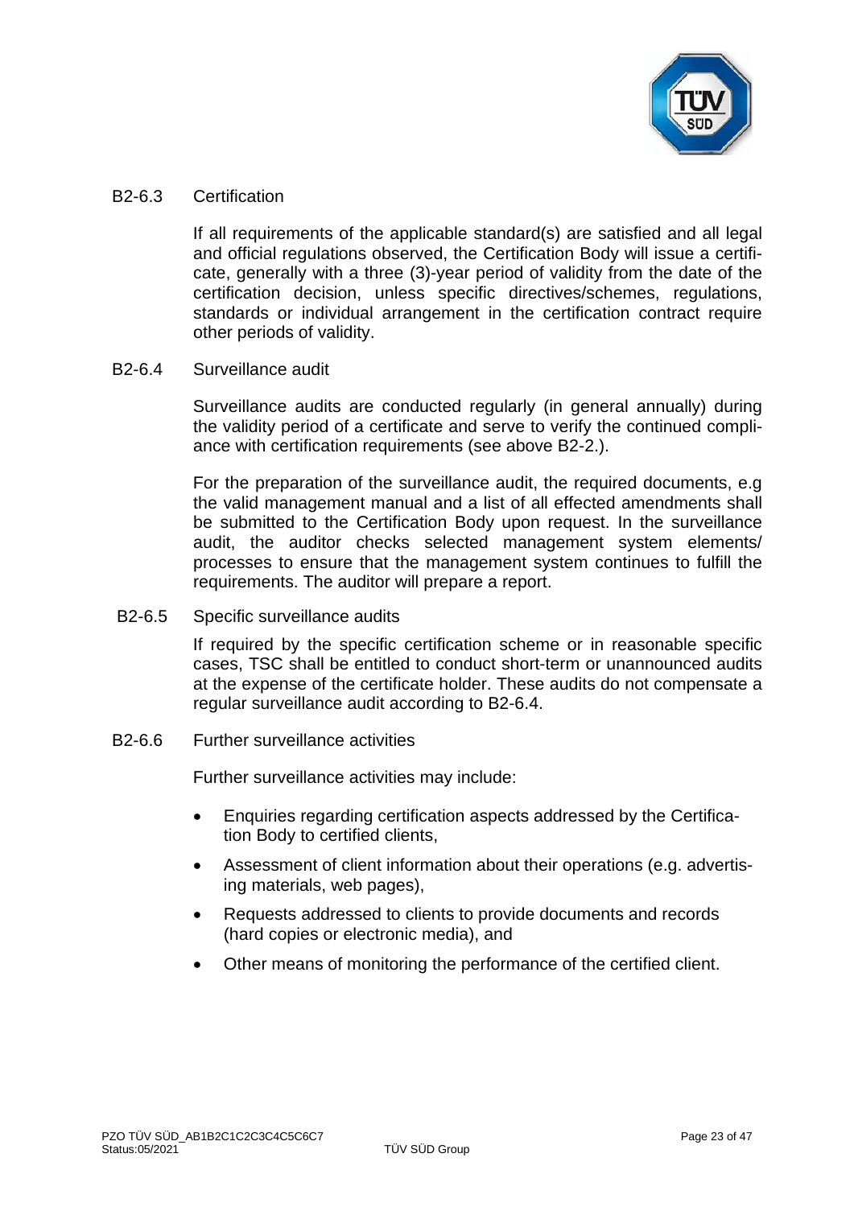### B2-6.3 Certification

If all requirements of the applicable standard(s) are satisfied and all legal and official regulations observed, the Certification Body will issue a certificate, generally with a three (3)-year period of validity from the date of the certification decision, unless specific directives/schemes, regulations, standards or individual arrangement in the certification contract require other periods of validity.

### B2-6.4 Surveillance audit

Surveillance audits are conducted regularly (in general annually) during the validity period of a certificate and serve to verify the continued compliance with certification requirements (see above B2-2.).

For the preparation of the surveillance audit, the required documents, e.g the valid management manual and a list of all effected amendments shall be submitted to the Certification Body upon request. In the surveillance audit, the auditor checks selected management system elements/ processes to ensure that the management system continues to fulfill the requirements. The auditor will prepare a report.

### B2-6.5 Specific surveillance audits

If required by the specific certification scheme or in reasonable specific cases, TSC shall be entitled to conduct short-term or unannounced audits at the expense of the certificate holder. These audits do not compensate a regular surveillance audit according to B2-6.4.

### B2-6.6 Further surveillance activities

Further surveillance activities may include:

- Enquiries regarding certification aspects addressed by the Certification Body to certified clients,
- Assessment of client information about their operations (e.g. advertising materials, web pages),
- Requests addressed to clients to provide documents and records (hard copies or electronic media), and
- Other means of monitoring the performance of the certified client.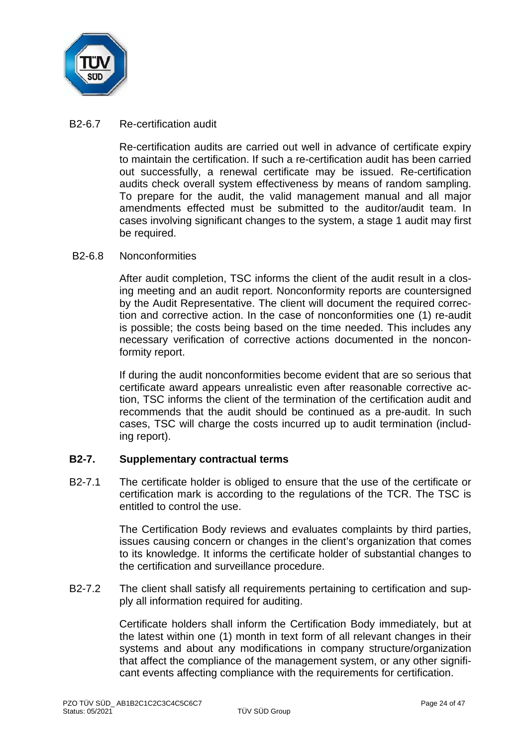B2-6.7 Re-certification audit

Re-certification audits are carried out well in advance of certificate expiry to maintain the certification. If such a re-certification audit has been carried out successfully, a renewal certificate may be issued. Re-certification audits check overall system effectiveness by means of random sampling. To prepare for the audit, the valid management manual and all major amendments effected must be submitted to the auditor/audit team. In cases involving significant changes to the system, a stage 1 audit may first be required.

B2-6.8 Nonconformities

After audit completion, TSC informs the client of the audit result in a closing meeting and an audit report. Nonconformity reports are countersigned by the Audit Representative. The client will document the required correction and corrective action. In the case of nonconformities one (1) re-audit is possible; the costs being based on the time needed. This includes any necessary verification of corrective actions documented in the nonconformity report.

If during the audit nonconformities become evident that are so serious that certificate award appears unrealistic even after reasonable corrective action, TSC informs the client of the termination of the certification audit and recommends that the audit should be continued as a pre-audit. In such cases, TSC will charge the costs incurred up to audit termination (including report).

## B2-7. Supplementary contractual terms

B2-7.1 The certificate holder is obliged to ensure that the use of the certificate or certification mark is according to the regulations of the TCR. The TSC is entitled to control the use.

The Certification Body reviews and evaluates complaints by third parties, issues causing concern or changes in the client's organization that comes to its knowledge. It informs the certificate holder of substantial changes to the certification and surveillance procedure.

B2-7.2 The client shall satisfy all requirements pertaining to certification and supply all information required for auditing.

Certificate holders shall inform the Certification Body immediately, but at the latest within one (1) month in text form of all relevant changes in their systems and about any modifications in company structure/organization that affect the compliance of the management system, or any other significant events affecting compliance with the requirements for certification.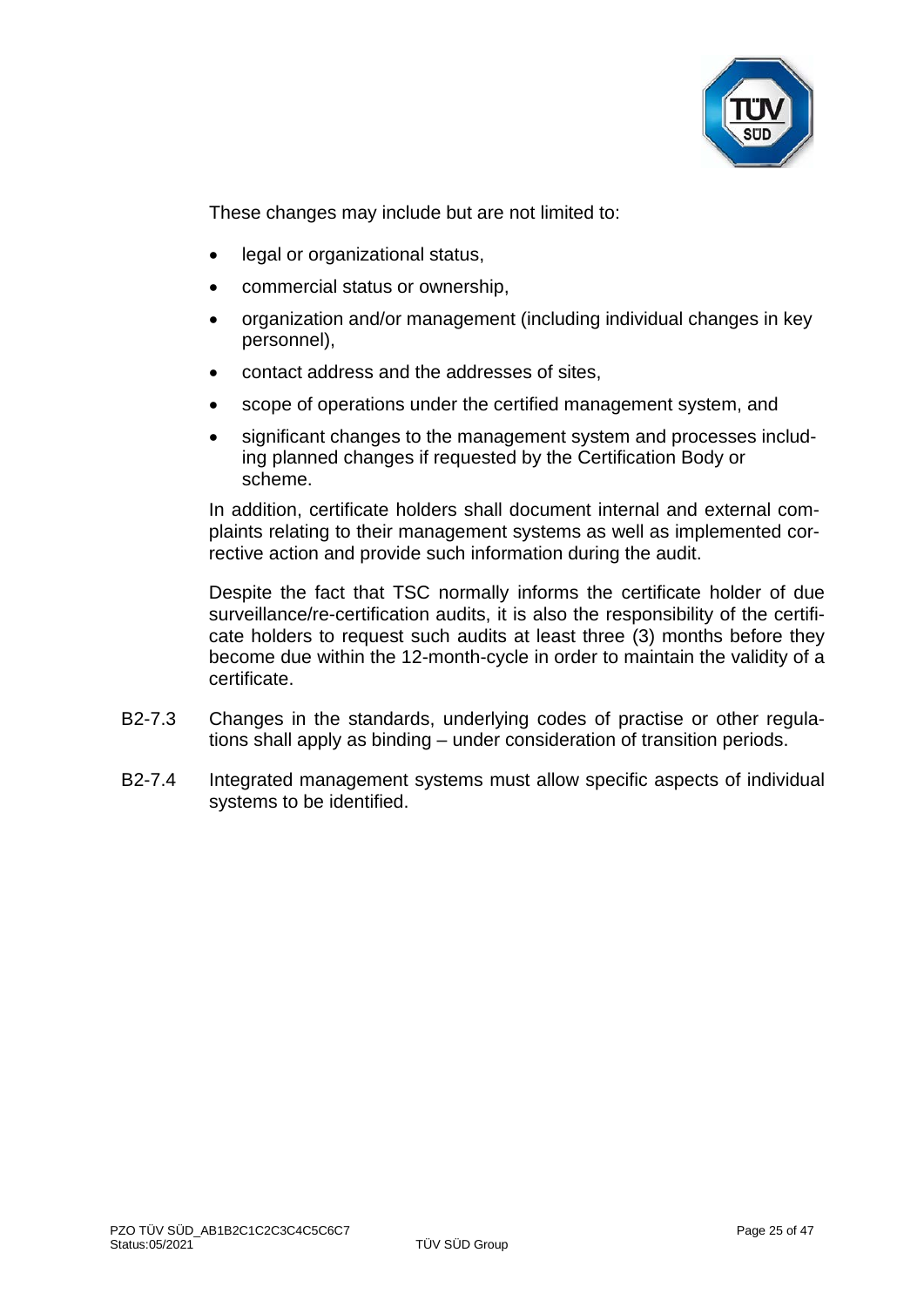These changes may include but are not limited to:

- legal or organizational status,
- commercial status or ownership,
- organization and/or management (including individual changes in key personnel),
- contact address and the addresses of sites,
- scope of operations under the certified management system, and
- significant changes to the management system and processes including planned changes if requested by the Certification Body or scheme.

In addition, certificate holders shall document internal and external complaints relating to their management systems as well as implemented corrective action and provide such information during the audit.

Despite the fact that TSC normally informs the certificate holder of due surveillance/re-certification audits, it is also the responsibility of the certificate holders to request such audits at least three (3) months before they become due within the 12-month-cycle in order to maintain the validity of a certificate.

B2-7.3 Changes in the standards, underlying codes of practise or other regulations shall apply as binding – under consideration of transition periods.

B2-7.4 Integrated management systems must allow specific aspects of individual systems to be identified.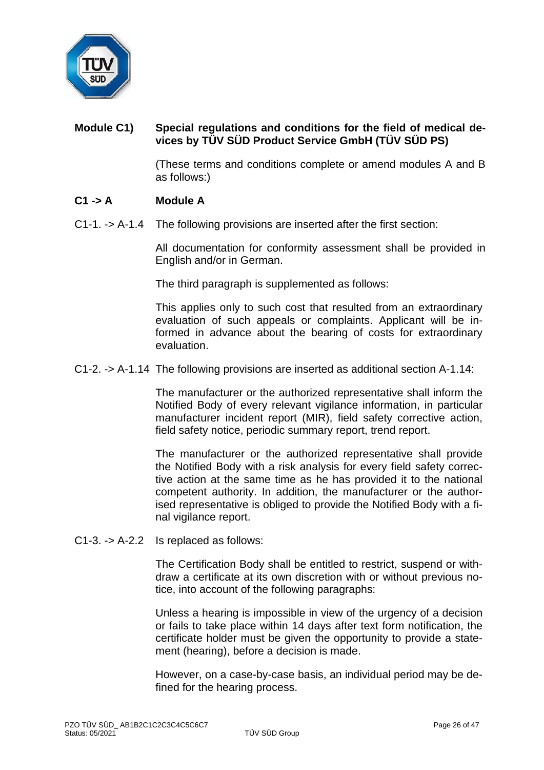## Module C1) Special regulations and conditions for the field of medical devices by TÜV SÜD Product Service GmbH (TÜV SÜD PS)

(These terms and conditions complete or amend modules A and B as follows:)

### C1 -> A Module A

C1-1. -> A-1.4 The following provisions are inserted after the first section:

All documentation for conformity assessment shall be provided in English and/or in German.

The third paragraph is supplemented as follows:

This applies only to such cost that resulted from an extraordinary evaluation of such appeals or complaints. Applicant will be informed in advance about the bearing of costs for extraordinary evaluation.

C1-2. -> A-1.14 The following provisions are inserted as additional section A-1.14:

The manufacturer or the authorized representative shall inform the Notified Body of every relevant vigilance information, in particular manufacturer incident report (MIR), field safety corrective action, field safety notice, periodic summary report, trend report.

The manufacturer or the authorized representative shall provide the Notified Body with a risk analysis for every field safety corrective action at the same time as he has provided it to the national competent authority. In addition, the manufacturer or the authorised representative is obliged to provide the Notified Body with a final vigilance report.

C1-3. -> A-2.2 Is replaced as follows:

The Certification Body shall be entitled to restrict, suspend or withdraw a certificate at its own discretion with or without previous notice, into account of the following paragraphs:

Unless a hearing is impossible in view of the urgency of a decision or fails to take place within 14 days after text form notification, the certificate holder must be given the opportunity to provide a statement (hearing), before a decision is made.

However, on a case-by-case basis, an individual period may be defined for the hearing process.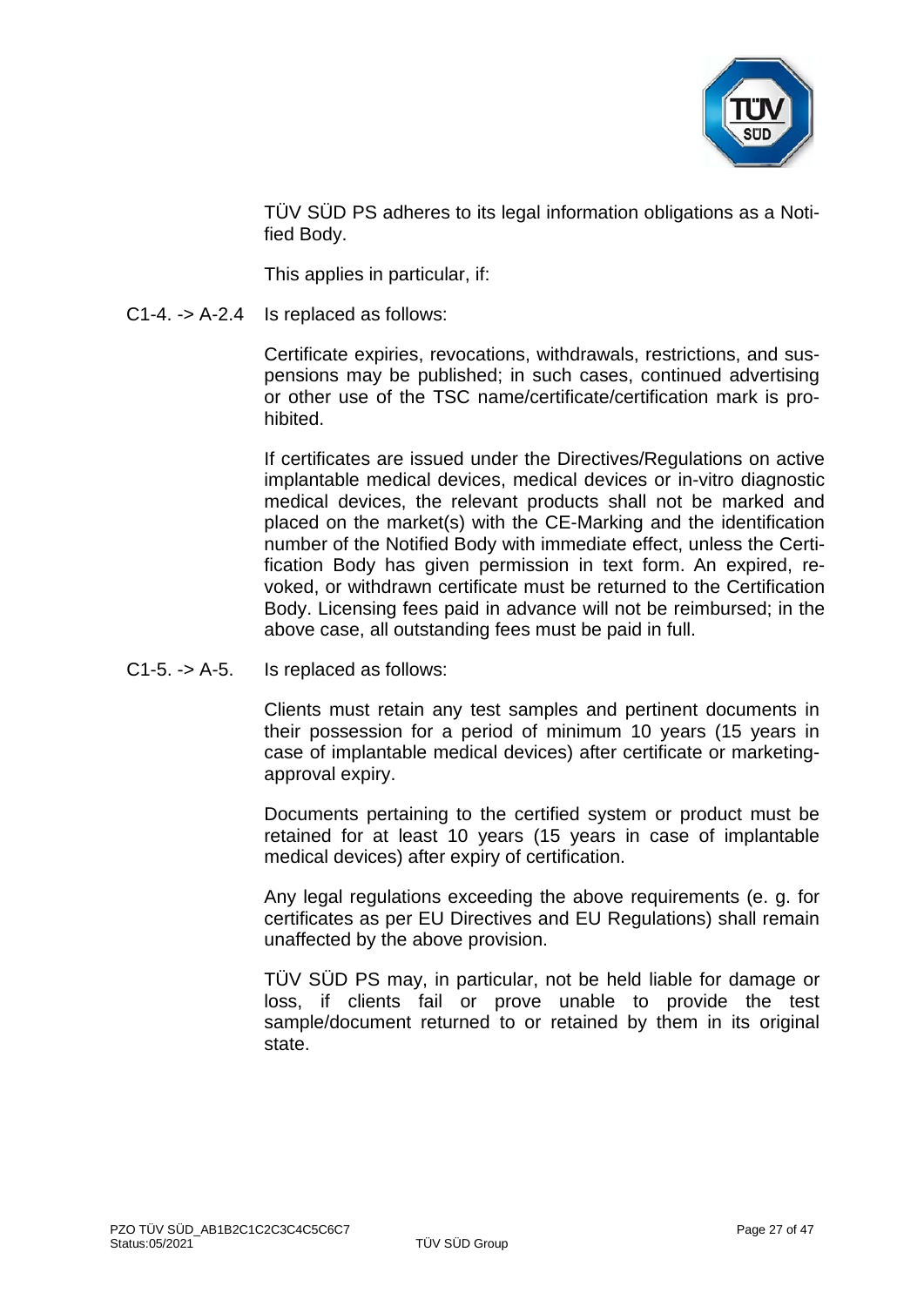TÜV SÜD PS adheres to its legal information obligations as a Notified Body.

This applies in particular, if:

C1-4. -> A-2.4 Is replaced as follows:

Certificate expiries, revocations, withdrawals, restrictions, and suspensions may be published; in such cases, continued advertising or other use of the TSC name/certificate/certification mark is prohibited.

If certificates are issued under the Directives/Regulations on active implantable medical devices, medical devices or in-vitro diagnostic medical devices, the relevant products shall not be marked and placed on the market(s) with the CE-Marking and the identification number of the Notified Body with immediate effect, unless the Certification Body has given permission in text form. An expired, revoked, or withdrawn certificate must be returned to the Certification Body. Licensing fees paid in advance will not be reimbursed; in the above case, all outstanding fees must be paid in full.

C1-5. -> A-5. Is replaced as follows:

Clients must retain any test samples and pertinent documents in their possession for a period of minimum 10 years (15 years in case of implantable medical devices) after certificate or marketing-approval expiry.

Documents pertaining to the certified system or product must be retained for at least 10 years (15 years in case of implantable medical devices) after expiry of certification.

Any legal regulations exceeding the above requirements (e. g. for certificates as per EU Directives and EU Regulations) shall remain unaffected by the above provision.

TÜV SÜD PS may, in particular, not be held liable for damage or loss, if clients fail or prove unable to provide the test sample/document returned to or retained by them in its original state.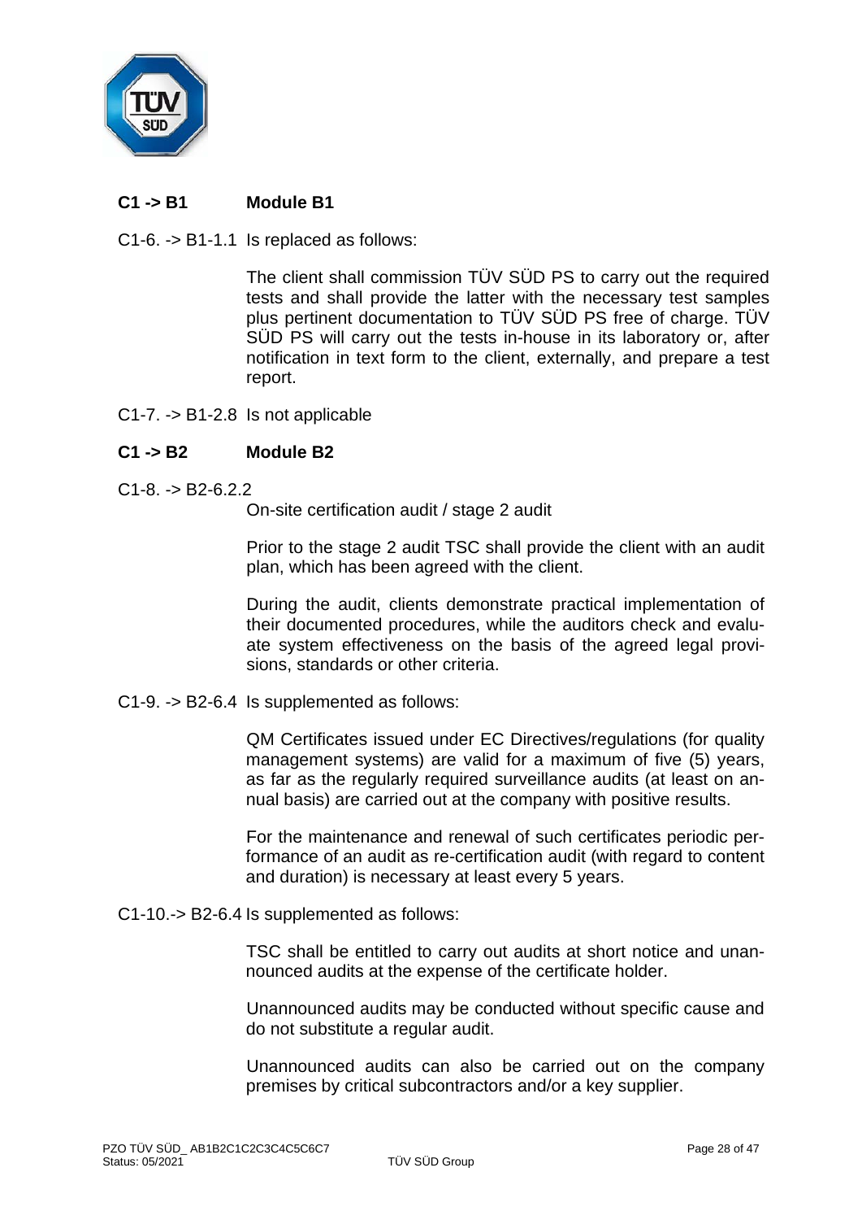## C1 -> B1 Module B1

C1-6. -> B1-1.1 Is replaced as follows:

The client shall commission TÜV SÜD PS to carry out the required tests and shall provide the latter with the necessary test samples plus pertinent documentation to TÜV SÜD PS free of charge. TÜV SÜD PS will carry out the tests in-house in its laboratory or, after notification in text form to the client, externally, and prepare a test report.

C1-7. -> B1-2.8 Is not applicable

## C1 -> B2 Module B2

C1-8. -> B2-6.2.2

On-site certification audit / stage 2 audit

Prior to the stage 2 audit TSC shall provide the client with an audit plan, which has been agreed with the client.

During the audit, clients demonstrate practical implementation of their documented procedures, while the auditors check and evaluate system effectiveness on the basis of the agreed legal provisions, standards or other criteria.

C1-9. -> B2-6.4 Is supplemented as follows:

QM Certificates issued under EC Directives/regulations (for quality management systems) are valid for a maximum of five (5) years, as far as the regularly required surveillance audits (at least on annual basis) are carried out at the company with positive results.

For the maintenance and renewal of such certificates periodic performance of an audit as re-certification audit (with regard to content and duration) is necessary at least every 5 years.

C1-10.-> B2-6.4 Is supplemented as follows:

TSC shall be entitled to carry out audits at short notice and unannounced audits at the expense of the certificate holder.

Unannounced audits may be conducted without specific cause and do not substitute a regular audit.

Unannounced audits can also be carried out on the company premises by critical subcontractors and/or a key supplier.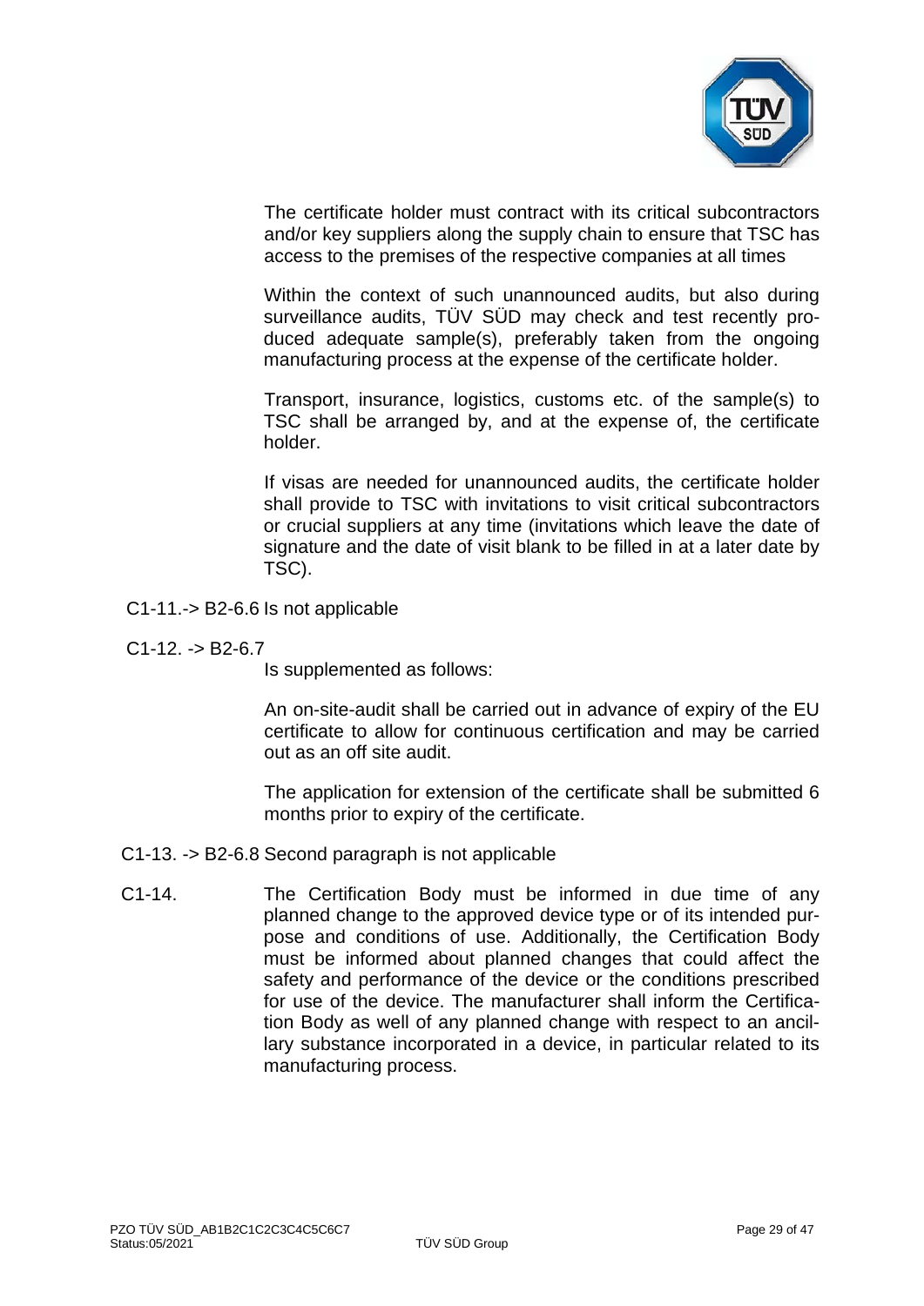The certificate holder must contract with its critical subcontractors and/or key suppliers along the supply chain to ensure that TSC has access to the premises of the respective companies at all times

Within the context of such unannounced audits, but also during surveillance audits, TÜV SÜD may check and test recently produced adequate sample(s), preferably taken from the ongoing manufacturing process at the expense of the certificate holder.

Transport, insurance, logistics, customs etc. of the sample(s) to TSC shall be arranged by, and at the expense of, the certificate holder.

If visas are needed for unannounced audits, the certificate holder shall provide to TSC with invitations to visit critical subcontractors or crucial suppliers at any time (invitations which leave the date of signature and the date of visit blank to be filled in at a later date by TSC).

C1-11.-> B2-6.6 Is not applicable

C1-12. -> B2-6.7

Is supplemented as follows:

An on-site-audit shall be carried out in advance of expiry of the EU certificate to allow for continuous certification and may be carried out as an off site audit.

The application for extension of the certificate shall be submitted 6 months prior to expiry of the certificate.

C1-13. -> B2-6.8 Second paragraph is not applicable

C1-14. The Certification Body must be informed in due time of any planned change to the approved device type or of its intended purpose and conditions of use. Additionally, the Certification Body must be informed about planned changes that could affect the safety and performance of the device or the conditions prescribed for use of the device. The manufacturer shall inform the Certification Body as well of any planned change with respect to an ancillary substance incorporated in a device, in particular related to its manufacturing process.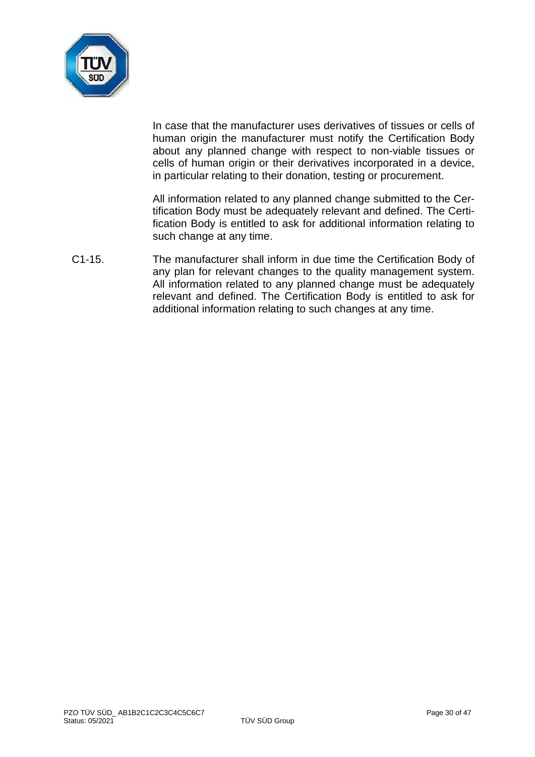In case that the manufacturer uses derivatives of tissues or cells of human origin the manufacturer must notify the Certification Body about any planned change with respect to non-viable tissues or cells of human origin or their derivatives incorporated in a device, in particular relating to their donation, testing or procurement.

All information related to any planned change submitted to the Certification Body must be adequately relevant and defined. The Certification Body is entitled to ask for additional information relating to such change at any time.

C1-15. The manufacturer shall inform in due time the Certification Body of any plan for relevant changes to the quality management system. All information related to any planned change must be adequately relevant and defined. The Certification Body is entitled to ask for additional information relating to such changes at any time.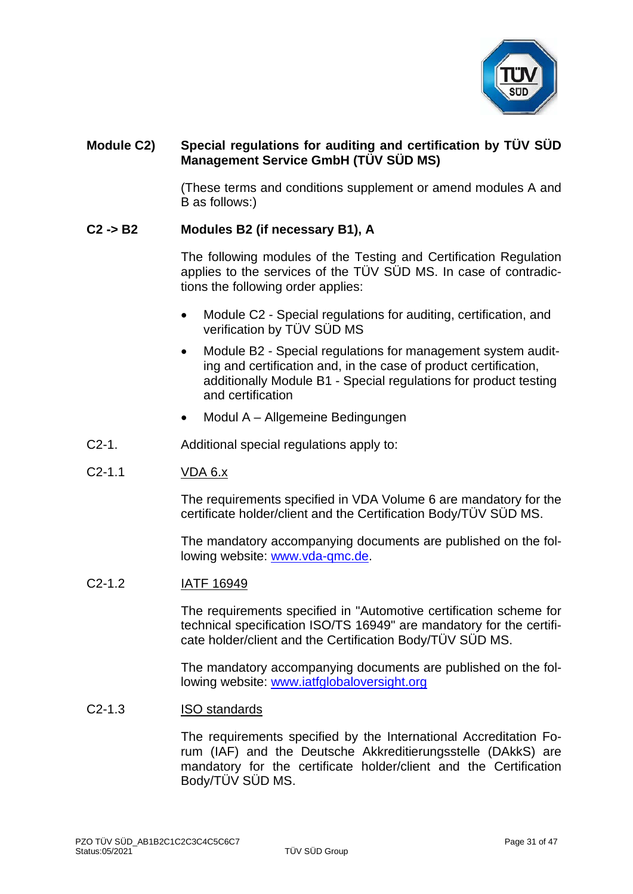## Module C2) Special regulations for auditing and certification by TÜV SÜD Management Service GmbH (TÜV SÜD MS)

(These terms and conditions supplement or amend modules A and B as follows:)

### C2 -> B2 Modules B2 (if necessary B1), A

The following modules of the Testing and Certification Regulation applies to the services of the TÜV SÜD MS. In case of contradictions the following order applies:

- Module C2 - Special regulations for auditing, certification, and verification by TÜV SÜD MS
- Module B2 - Special regulations for management system auditing and certification and, in the case of product certification, additionally Module B1 - Special regulations for product testing and certification
- Modul A – Allgemeine Bedingungen

C2-1. Additional special regulations apply to:

C2-1.1 VDA 6.x

The requirements specified in VDA Volume 6 are mandatory for the certificate holder/client and the Certification Body/TÜV SÜD MS.

The mandatory accompanying documents are published on the following website: www.vda-qmc.de.

C2-1.2 IATF 16949

The requirements specified in "Automotive certification scheme for technical specification ISO/TS 16949" are mandatory for the certificate holder/client and the Certification Body/TÜV SÜD MS.

The mandatory accompanying documents are published on the following website: www.iatfglobaloversight.org

C2-1.3 ISO standards

The requirements specified by the International Accreditation Forum (IAF) and the Deutsche Akkreditierungsstelle (DAkkS) are mandatory for the certificate holder/client and the Certification Body/TÜV SÜD MS.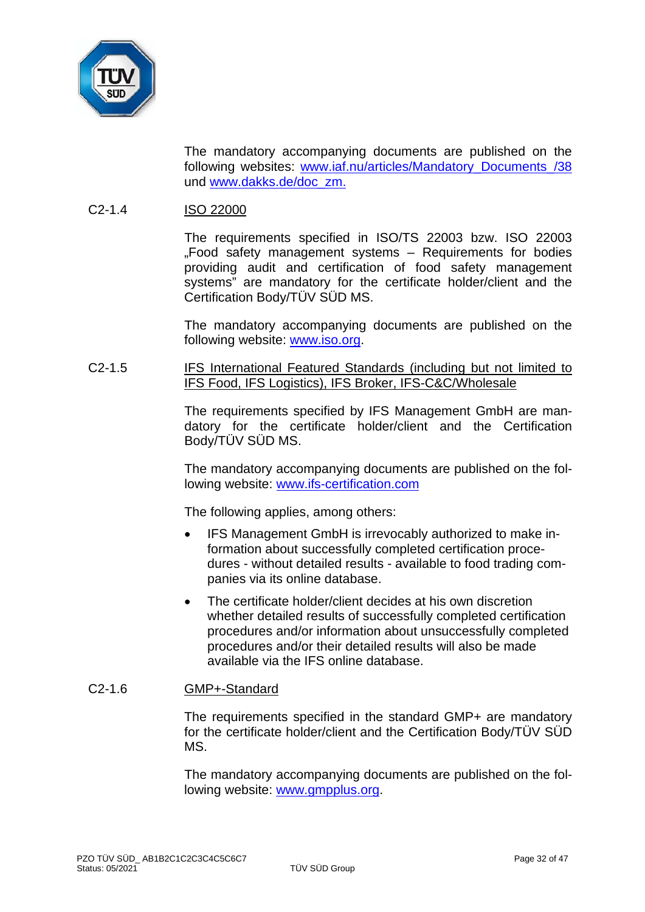The mandatory accompanying documents are published on the following websites: www.iaf.nu/articles/Mandatory_Documents_/38 und www.dakks.de/doc_zm.

C2-1.4 ISO 22000

The requirements specified in ISO/TS 22003 bzw. ISO 22003 „Food safety management systems – Requirements for bodies providing audit and certification of food safety management systems" are mandatory for the certificate holder/client and the Certification Body/TÜV SÜD MS.

The mandatory accompanying documents are published on the following website: www.iso.org.

C2-1.5 IFS International Featured Standards (including but not limited to IFS Food, IFS Logistics), IFS Broker, IFS-C&C/Wholesale

The requirements specified by IFS Management GmbH are mandatory for the certificate holder/client and the Certification Body/TÜV SÜD MS.

The mandatory accompanying documents are published on the following website: www.ifs-certification.com

The following applies, among others:

- IFS Management GmbH is irrevocably authorized to make information about successfully completed certification procedures - without detailed results - available to food trading companies via its online database.
- The certificate holder/client decides at his own discretion whether detailed results of successfully completed certification procedures and/or information about unsuccessfully completed procedures and/or their detailed results will also be made available via the IFS online database.

C2-1.6 GMP+-Standard

The requirements specified in the standard GMP+ are mandatory for the certificate holder/client and the Certification Body/TÜV SÜD MS.

The mandatory accompanying documents are published on the following website: www.gmpplus.org.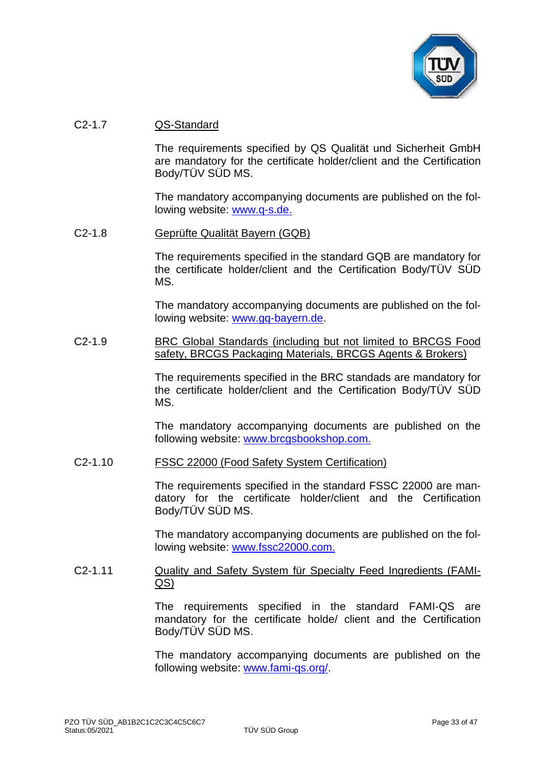C2-1.7 QS-Standard

The requirements specified by QS Qualität und Sicherheit GmbH are mandatory for the certificate holder/client and the Certification Body/TÜV SÜD MS.

The mandatory accompanying documents are published on the following website: www.q-s.de.

C2-1.8 Geprüfte Qualität Bayern (GQB)

The requirements specified in the standard GQB are mandatory for the certificate holder/client and the Certification Body/TÜV SÜD MS.

The mandatory accompanying documents are published on the following website: www.gq-bayern.de.

C2-1.9 BRC Global Standards (including but not limited to BRCGS Food safety, BRCGS Packaging Materials, BRCGS Agents & Brokers)

The requirements specified in the BRC standads are mandatory for the certificate holder/client and the Certification Body/TÜV SÜD MS.

The mandatory accompanying documents are published on the following website: www.brcgsbookshop.com.

C2-1.10 FSSC 22000 (Food Safety System Certification)

The requirements specified in the standard FSSC 22000 are mandatory for the certificate holder/client and the Certification Body/TÜV SÜD MS.

The mandatory accompanying documents are published on the following website: www.fssc22000.com.

C2-1.11 Quality and Safety System für Specialty Feed Ingredients (FAMI-QS)

The requirements specified in the standard FAMI-QS are mandatory for the certificate holde/ client and the Certification Body/TÜV SÜD MS.

The mandatory accompanying documents are published on the following website: www.fami-qs.org/.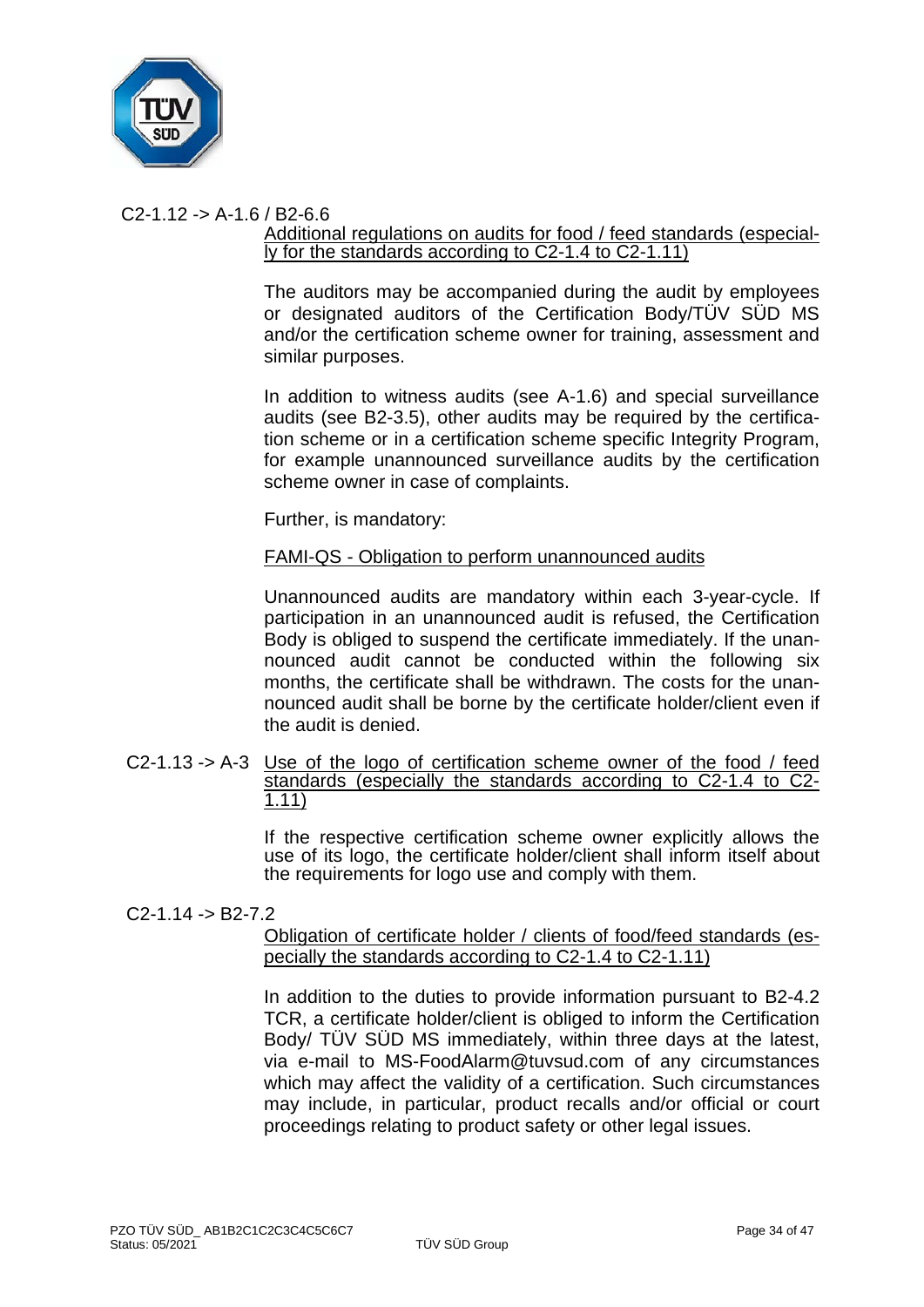C2-1.12 -> A-1.6 / B2-6.6

Additional regulations on audits for food / feed standards (especially for the standards according to C2-1.4 to C2-1.11)

The auditors may be accompanied during the audit by employees or designated auditors of the Certification Body/TÜV SÜD MS and/or the certification scheme owner for training, assessment and similar purposes.

In addition to witness audits (see A-1.6) and special surveillance audits (see B2-3.5), other audits may be required by the certification scheme or in a certification scheme specific Integrity Program, for example unannounced surveillance audits by the certification scheme owner in case of complaints.

Further, is mandatory:

FAMI-QS - Obligation to perform unannounced audits

Unannounced audits are mandatory within each 3-year-cycle. If participation in an unannounced audit is refused, the Certification Body is obliged to suspend the certificate immediately. If the unannounced audit cannot be conducted within the following six months, the certificate shall be withdrawn. The costs for the unannounced audit shall be borne by the certificate holder/client even if the audit is denied.

C2-1.13 -> A-3 Use of the logo of certification scheme owner of the food / feed standards (especially the standards according to C2-1.4 to C2-1.11)

If the respective certification scheme owner explicitly allows the use of its logo, the certificate holder/client shall inform itself about the requirements for logo use and comply with them.

C2-1.14 -> B2-7.2

Obligation of certificate holder / clients of food/feed standards (especially the standards according to C2-1.4 to C2-1.11)

In addition to the duties to provide information pursuant to B2-4.2 TCR, a certificate holder/client is obliged to inform the Certification Body/ TÜV SÜD MS immediately, within three days at the latest, via e-mail to MS-FoodAlarm@tuvsud.com of any circumstances which may affect the validity of a certification. Such circumstances may include, in particular, product recalls and/or official or court proceedings relating to product safety or other legal issues.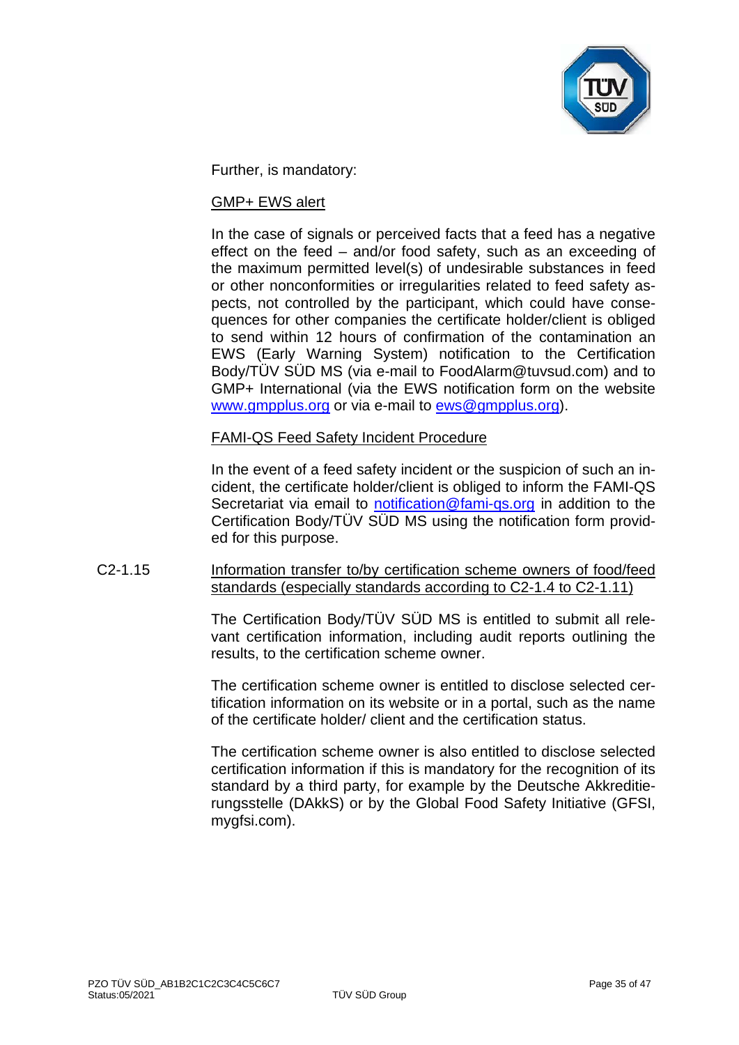Further, is mandatory:

GMP+ EWS alert

In the case of signals or perceived facts that a feed has a negative effect on the feed – and/or food safety, such as an exceeding of the maximum permitted level(s) of undesirable substances in feed or other nonconformities or irregularities related to feed safety aspects, not controlled by the participant, which could have consequences for other companies the certificate holder/client is obliged to send within 12 hours of confirmation of the contamination an EWS (Early Warning System) notification to the Certification Body/TÜV SÜD MS (via e-mail to FoodAlarm@tuvsud.com) and to GMP+ International (via the EWS notification form on the website www.gmpplus.org or via e-mail to ews@gmpplus.org).

FAMI-QS Feed Safety Incident Procedure

In the event of a feed safety incident or the suspicion of such an incident, the certificate holder/client is obliged to inform the FAMI-QS Secretariat via email to notification@fami-qs.org in addition to the Certification Body/TÜV SÜD MS using the notification form provided for this purpose.

C2-1.15 Information transfer to/by certification scheme owners of food/feed standards (especially standards according to C2-1.4 to C2-1.11)

The Certification Body/TÜV SÜD MS is entitled to submit all relevant certification information, including audit reports outlining the results, to the certification scheme owner.

The certification scheme owner is entitled to disclose selected certification information on its website or in a portal, such as the name of the certificate holder/ client and the certification status.

The certification scheme owner is also entitled to disclose selected certification information if this is mandatory for the recognition of its standard by a third party, for example by the Deutsche Akkreditierungsstelle (DAkkS) or by the Global Food Safety Initiative (GFSI, mygfsi.com).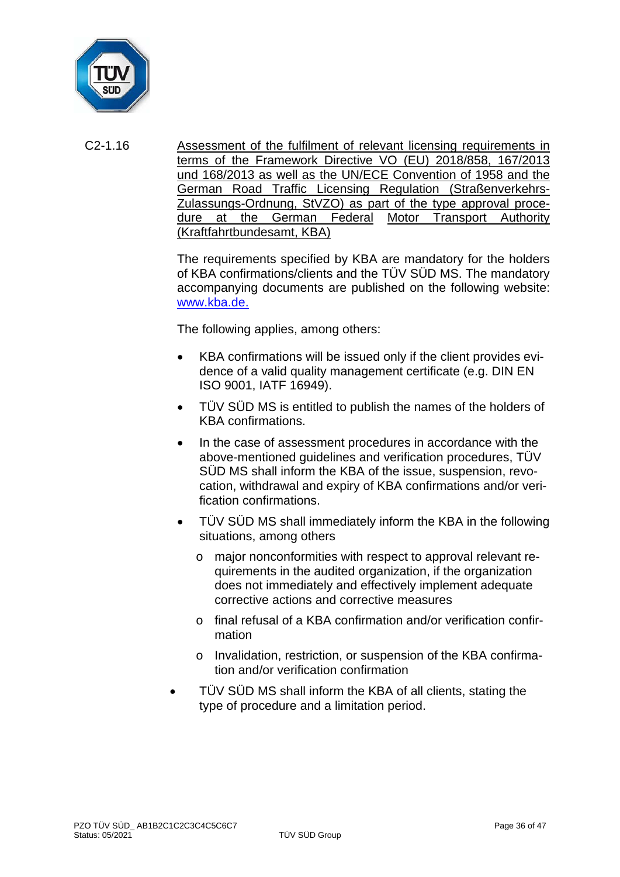C2-1.16 **Assessment of the fulfilment of relevant licensing requirements in terms of the Framework Directive VO (EU) 2018/858, 167/2013 und 168/2013 as well as the UN/ECE Convention of 1958 and the German Road Traffic Licensing Regulation (Straßenverkehrs-Zulassungs-Ordnung, StVZO) as part of the type approval procedure at the German Federal Motor Transport Authority (Kraftfahrtbundesamt, KBA)**

The requirements specified by KBA are mandatory for the holders of KBA confirmations/clients and the TÜV SÜD MS. The mandatory accompanying documents are published on the following website: www.kba.de.

The following applies, among others:

- KBA confirmations will be issued only if the client provides evidence of a valid quality management certificate (e.g. DIN EN ISO 9001, IATF 16949).
- TÜV SÜD MS is entitled to publish the names of the holders of KBA confirmations.
- In the case of assessment procedures in accordance with the above-mentioned guidelines and verification procedures, TÜV SÜD MS shall inform the KBA of the issue, suspension, revocation, withdrawal and expiry of KBA confirmations and/or verification confirmations.
- TÜV SÜD MS shall immediately inform the KBA in the following situations, among others
  - major nonconformities with respect to approval relevant requirements in the audited organization, if the organization does not immediately and effectively implement adequate corrective actions and corrective measures
  - final refusal of a KBA confirmation and/or verification confirmation
  - Invalidation, restriction, or suspension of the KBA confirmation and/or verification confirmation
- TÜV SÜD MS shall inform the KBA of all clients, stating the type of procedure and a limitation period.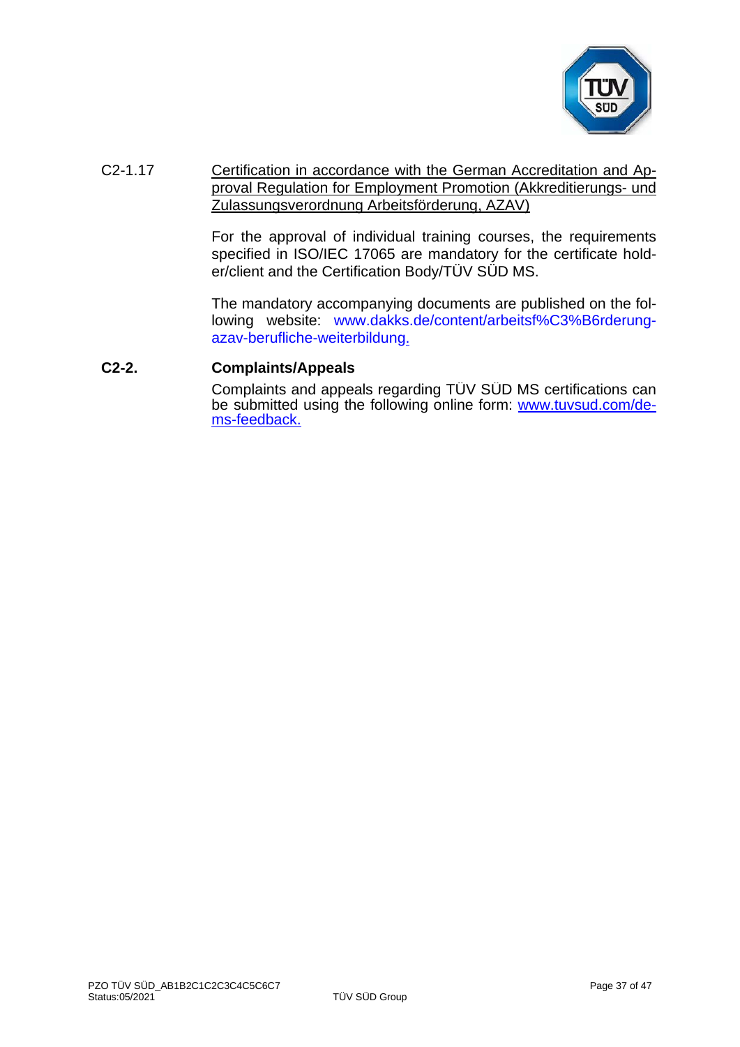C2-1.17 Certification in accordance with the German Accreditation and Approval Regulation for Employment Promotion (Akkreditierungs- und Zulassungsverordnung Arbeitsförderung, AZAV)

For the approval of individual training courses, the requirements specified in ISO/IEC 17065 are mandatory for the certificate holder/client and the Certification Body/TÜV SÜD MS.

The mandatory accompanying documents are published on the following website: www.dakks.de/content/arbeitsf%C3%B6rderung-azav-berufliche-weiterbildung.

## C2-2. Complaints/Appeals

Complaints and appeals regarding TÜV SÜD MS certifications can be submitted using the following online form: www.tuvsud.com/de-ms-feedback.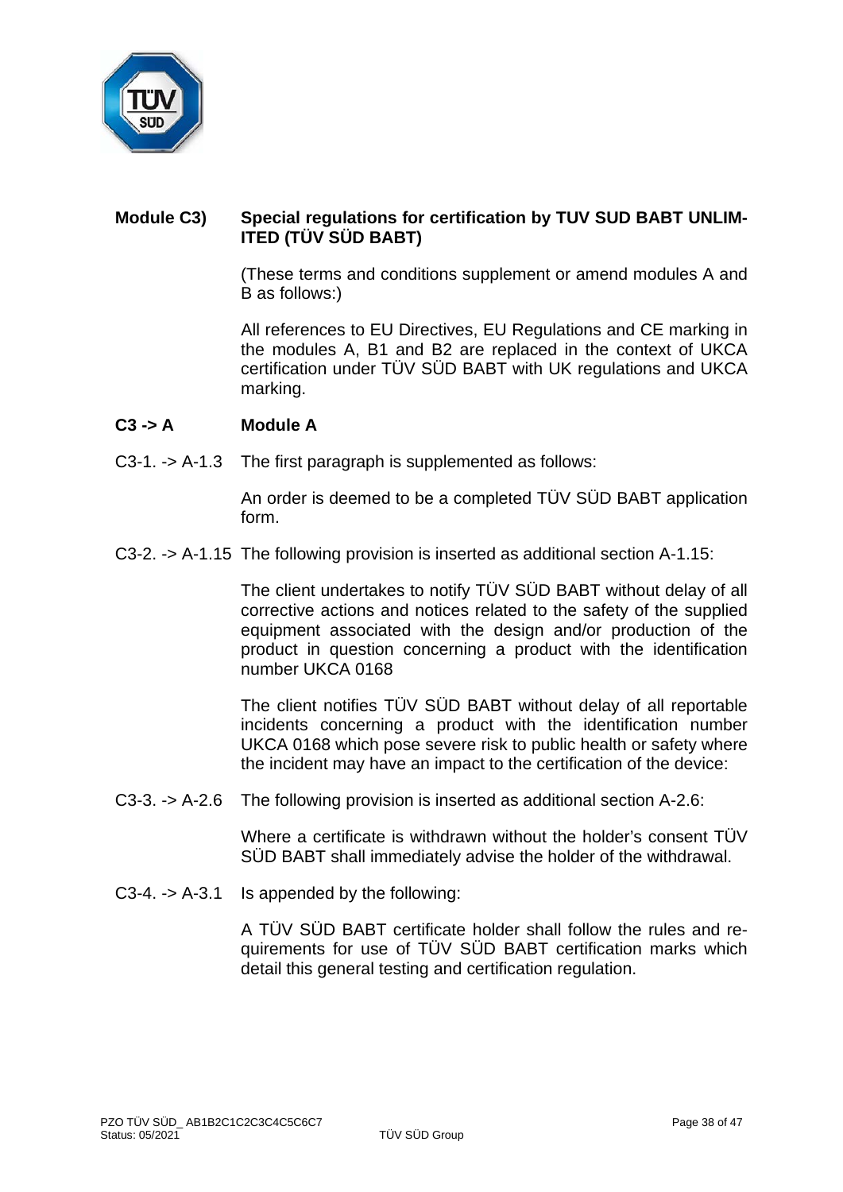## Module C3) Special regulations for certification by TUV SUD BABT UNLIMITED (TÜV SÜD BABT)

(These terms and conditions supplement or amend modules A and B as follows:)

All references to EU Directives, EU Regulations and CE marking in the modules A, B1 and B2 are replaced in the context of UKCA certification under TÜV SÜD BABT with UK regulations and UKCA marking.

### C3 -> A Module A

C3-1. -> A-1.3 The first paragraph is supplemented as follows:

An order is deemed to be a completed TÜV SÜD BABT application form.

C3-2. -> A-1.15 The following provision is inserted as additional section A-1.15:

The client undertakes to notify TÜV SÜD BABT without delay of all corrective actions and notices related to the safety of the supplied equipment associated with the design and/or production of the product in question concerning a product with the identification number UKCA 0168

The client notifies TÜV SÜD BABT without delay of all reportable incidents concerning a product with the identification number UKCA 0168 which pose severe risk to public health or safety where the incident may have an impact to the certification of the device:

C3-3. -> A-2.6 The following provision is inserted as additional section A-2.6:

Where a certificate is withdrawn without the holder's consent TÜV SÜD BABT shall immediately advise the holder of the withdrawal.

C3-4. -> A-3.1 Is appended by the following:

A TÜV SÜD BABT certificate holder shall follow the rules and requirements for use of TÜV SÜD BABT certification marks which detail this general testing and certification regulation.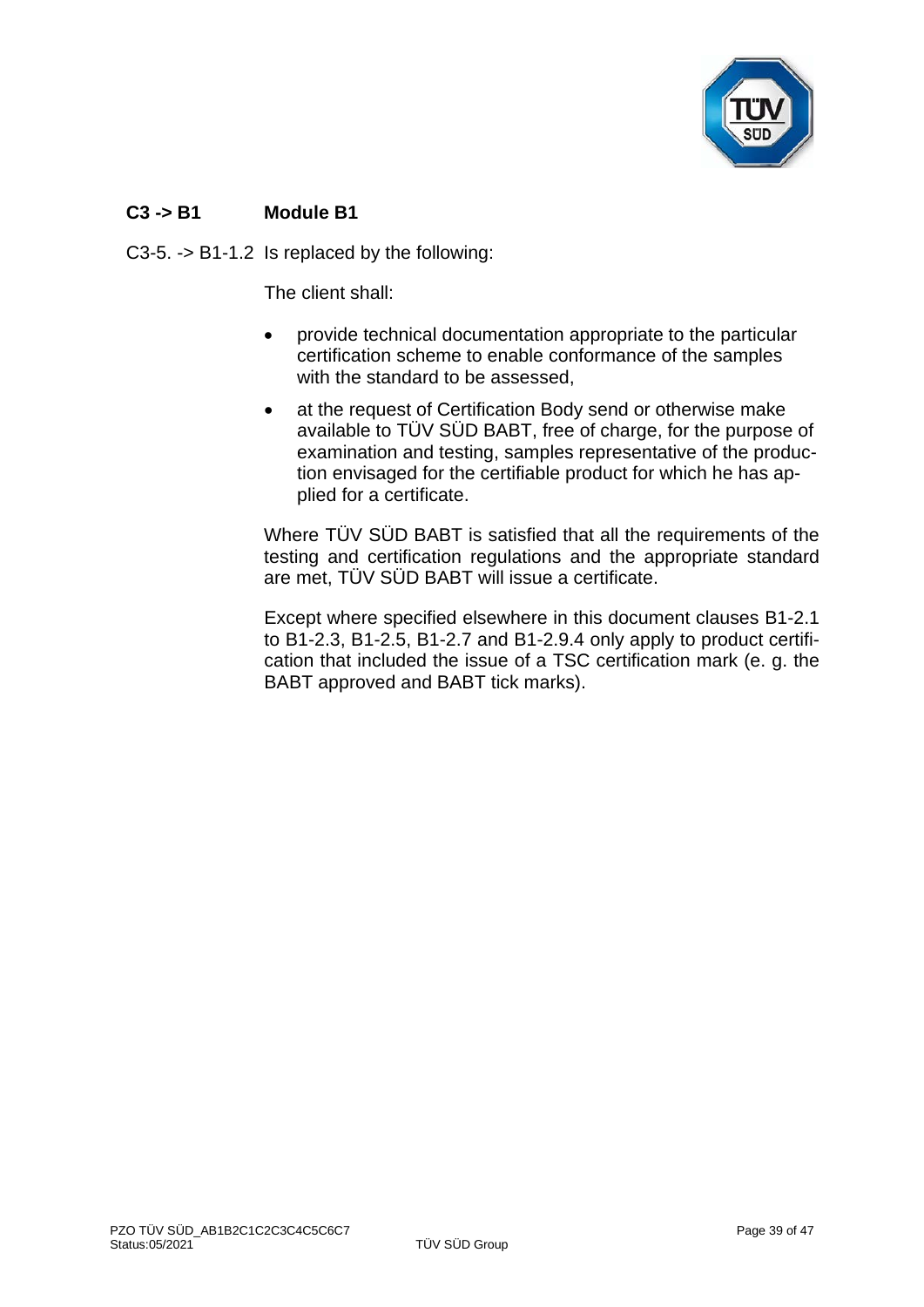**C3 -> B1 Module B1**

C3-5. -> B1-1.2 Is replaced by the following:

The client shall:

- provide technical documentation appropriate to the particular certification scheme to enable conformance of the samples with the standard to be assessed,
- at the request of Certification Body send or otherwise make available to TÜV SÜD BABT, free of charge, for the purpose of examination and testing, samples representative of the production envisaged for the certifiable product for which he has applied for a certificate.

Where TÜV SÜD BABT is satisfied that all the requirements of the testing and certification regulations and the appropriate standard are met, TÜV SÜD BABT will issue a certificate.

Except where specified elsewhere in this document clauses B1-2.1 to B1-2.3, B1-2.5, B1-2.7 and B1-2.9.4 only apply to product certification that included the issue of a TSC certification mark (e. g. the BABT approved and BABT tick marks).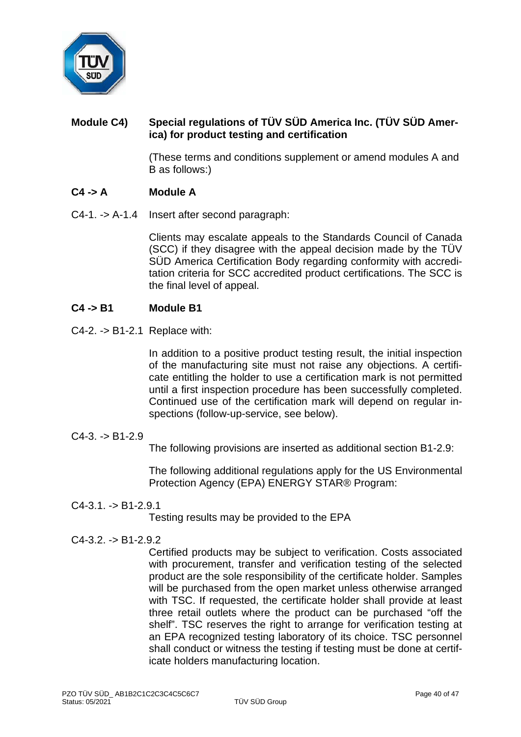## Module C4) Special regulations of TÜV SÜD America Inc. (TÜV SÜD America) for product testing and certification

(These terms and conditions supplement or amend modules A and B as follows:)

### C4 -> A Module A

C4-1. -> A-1.4 Insert after second paragraph:

Clients may escalate appeals to the Standards Council of Canada (SCC) if they disagree with the appeal decision made by the TÜV SÜD America Certification Body regarding conformity with accreditation criteria for SCC accredited product certifications. The SCC is the final level of appeal.

### C4 -> B1 Module B1

C4-2. -> B1-2.1 Replace with:

In addition to a positive product testing result, the initial inspection of the manufacturing site must not raise any objections. A certificate entitling the holder to use a certification mark is not permitted until a first inspection procedure has been successfully completed. Continued use of the certification mark will depend on regular inspections (follow-up-service, see below).

C4-3. -> B1-2.9

The following provisions are inserted as additional section B1-2.9:

The following additional regulations apply for the US Environmental Protection Agency (EPA) ENERGY STAR® Program:

C4-3.1. -> B1-2.9.1

Testing results may be provided to the EPA

C4-3.2. -> B1-2.9.2

Certified products may be subject to verification. Costs associated with procurement, transfer and verification testing of the selected product are the sole responsibility of the certificate holder. Samples will be purchased from the open market unless otherwise arranged with TSC. If requested, the certificate holder shall provide at least three retail outlets where the product can be purchased "off the shelf". TSC reserves the right to arrange for verification testing at an EPA recognized testing laboratory of its choice. TSC personnel shall conduct or witness the testing if testing must be done at certificate holders manufacturing location.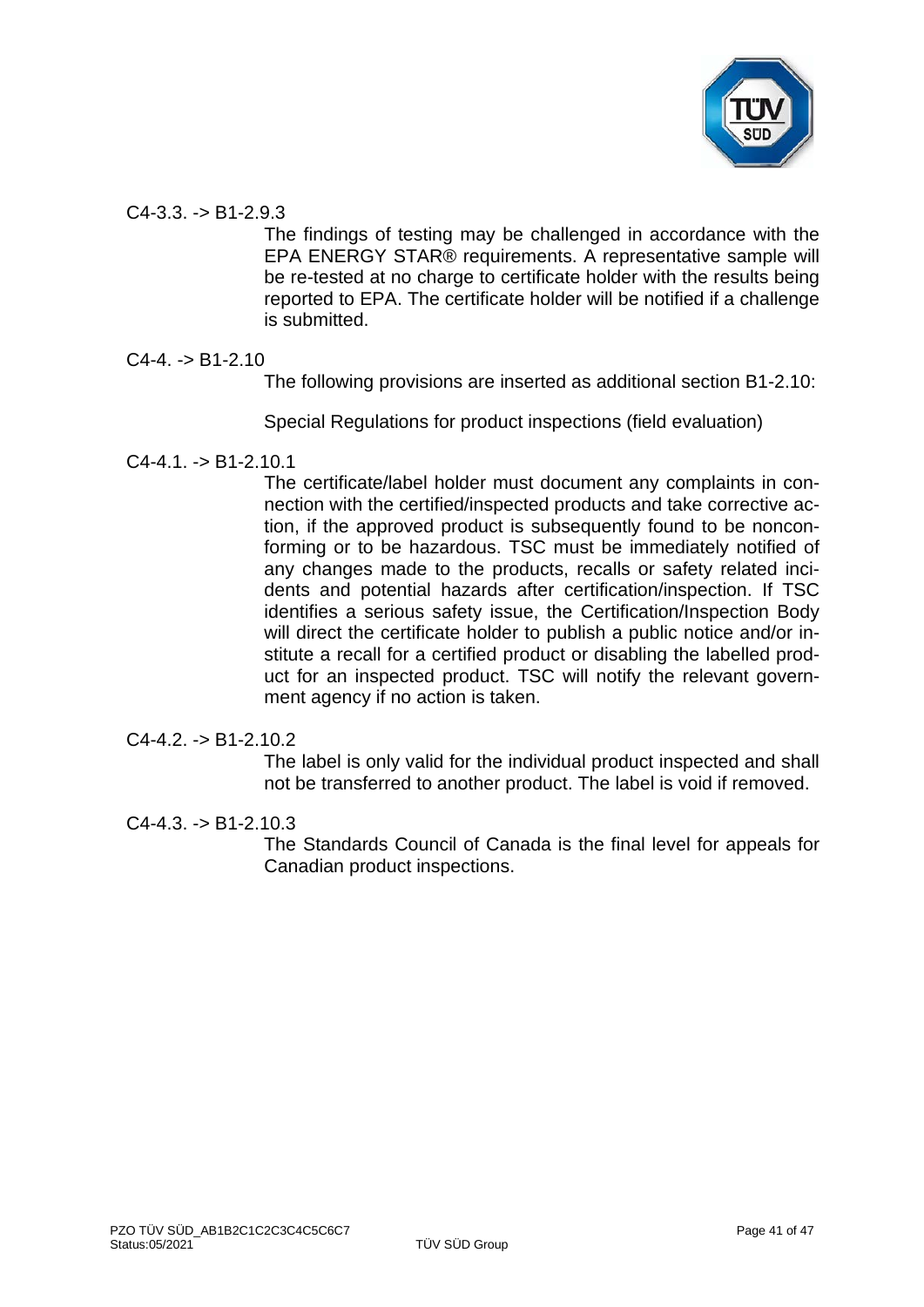C4-3.3. -> B1-2.9.3

The findings of testing may be challenged in accordance with the EPA ENERGY STAR® requirements. A representative sample will be re-tested at no charge to certificate holder with the results being reported to EPA. The certificate holder will be notified if a challenge is submitted.

C4-4. -> B1-2.10

The following provisions are inserted as additional section B1-2.10:

Special Regulations for product inspections (field evaluation)

C4-4.1. -> B1-2.10.1

The certificate/label holder must document any complaints in connection with the certified/inspected products and take corrective action, if the approved product is subsequently found to be nonconforming or to be hazardous. TSC must be immediately notified of any changes made to the products, recalls or safety related incidents and potential hazards after certification/inspection. If TSC identifies a serious safety issue, the Certification/Inspection Body will direct the certificate holder to publish a public notice and/or institute a recall for a certified product or disabling the labelled product for an inspected product. TSC will notify the relevant government agency if no action is taken.

C4-4.2. -> B1-2.10.2

The label is only valid for the individual product inspected and shall not be transferred to another product. The label is void if removed.

C4-4.3. -> B1-2.10.3

The Standards Council of Canada is the final level for appeals for Canadian product inspections.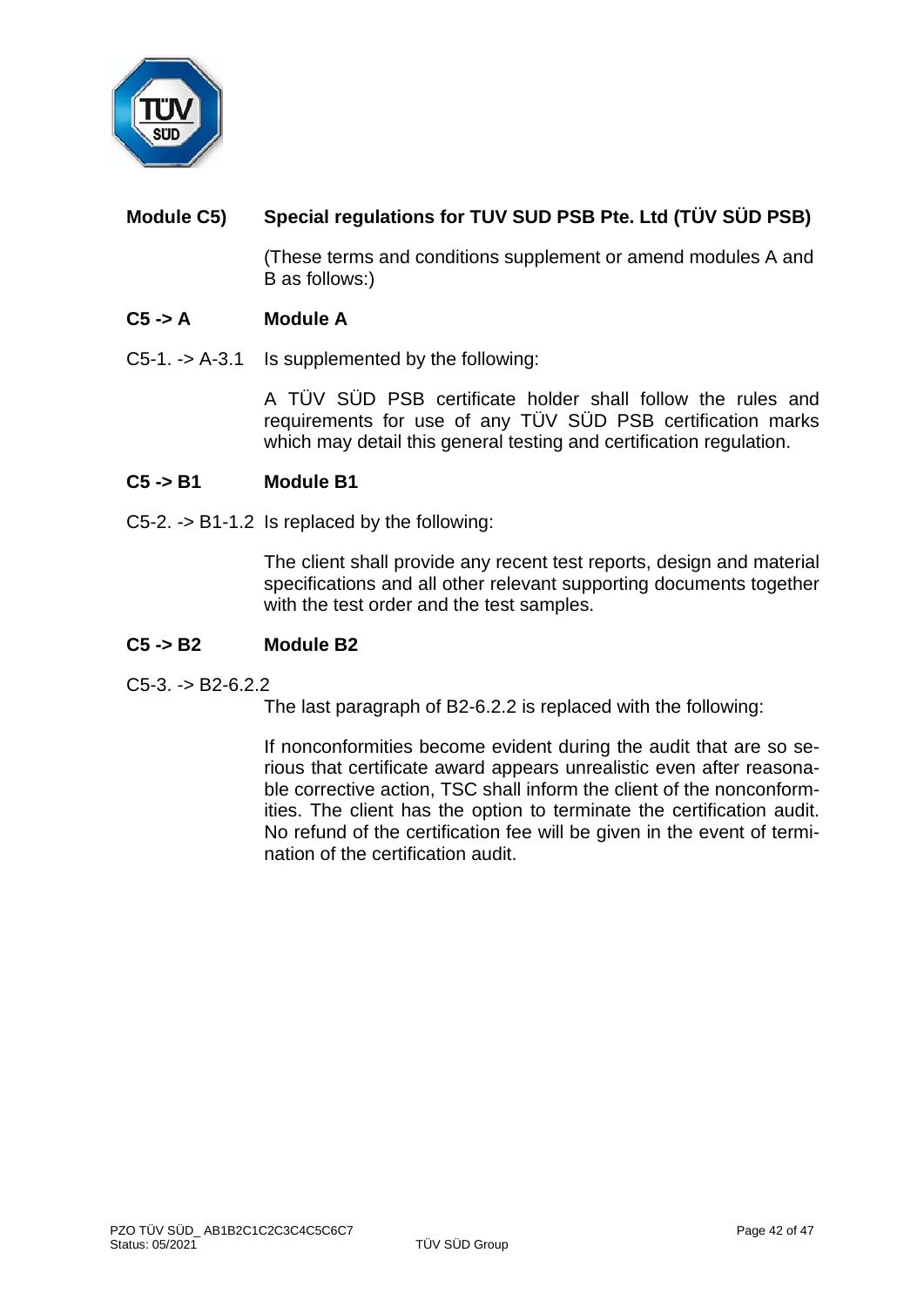## Module C5) Special regulations for TUV SUD PSB Pte. Ltd (TÜV SÜD PSB)

(These terms and conditions supplement or amend modules A and B as follows:)

### C5 -> A Module A

C5-1. -> A-3.1 Is supplemented by the following:

A TÜV SÜD PSB certificate holder shall follow the rules and requirements for use of any TÜV SÜD PSB certification marks which may detail this general testing and certification regulation.

### C5 -> B1 Module B1

C5-2. -> B1-1.2 Is replaced by the following:

The client shall provide any recent test reports, design and material specifications and all other relevant supporting documents together with the test order and the test samples.

### C5 -> B2 Module B2

C5-3. -> B2-6.2.2

The last paragraph of B2-6.2.2 is replaced with the following:

If nonconformities become evident during the audit that are so serious that certificate award appears unrealistic even after reasonable corrective action, TSC shall inform the client of the nonconformities. The client has the option to terminate the certification audit. No refund of the certification fee will be given in the event of termination of the certification audit.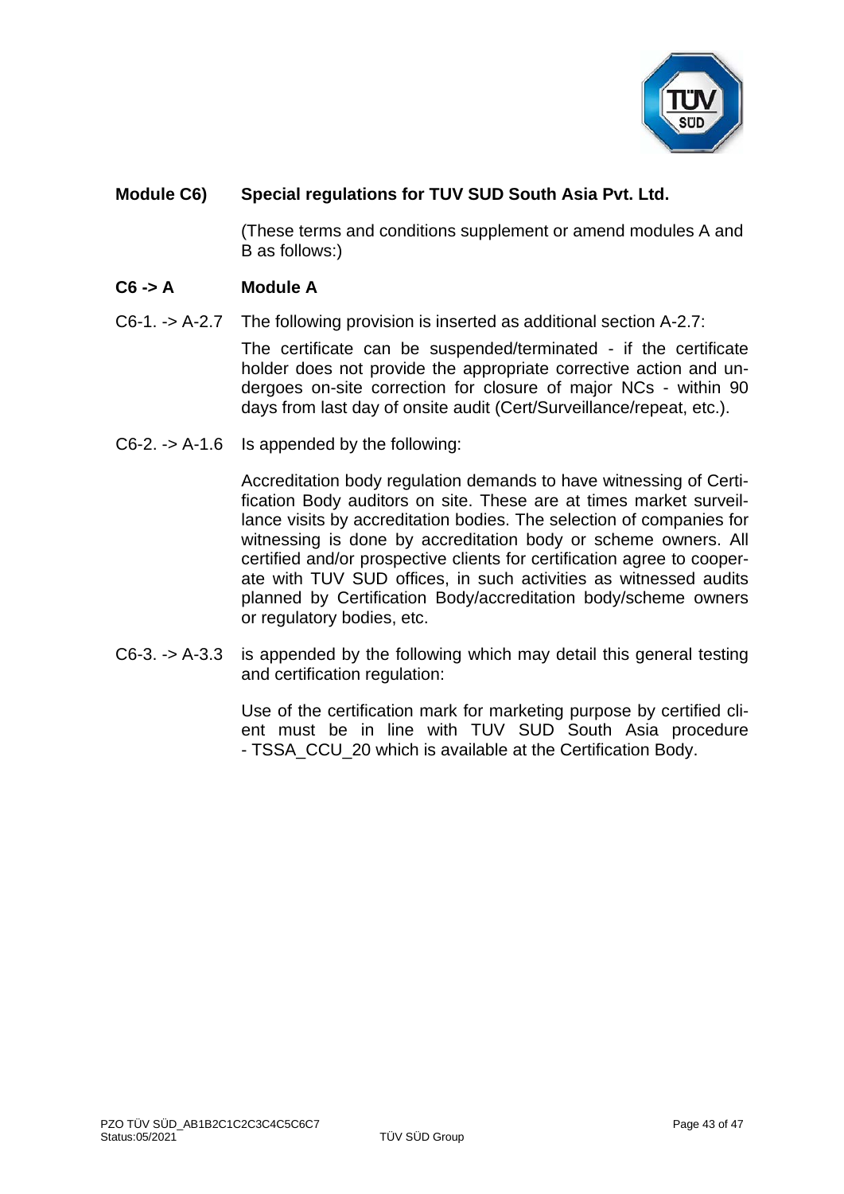## Module C6) Special regulations for TUV SUD South Asia Pvt. Ltd.

(These terms and conditions supplement or amend modules A and B as follows:)

### C6 -> A Module A

C6-1. -> A-2.7 The following provision is inserted as additional section A-2.7:

The certificate can be suspended/terminated - if the certificate holder does not provide the appropriate corrective action and undergoes on-site correction for closure of major NCs - within 90 days from last day of onsite audit (Cert/Surveillance/repeat, etc.).

C6-2. -> A-1.6 Is appended by the following:

Accreditation body regulation demands to have witnessing of Certification Body auditors on site. These are at times market surveillance visits by accreditation bodies. The selection of companies for witnessing is done by accreditation body or scheme owners. All certified and/or prospective clients for certification agree to cooperate with TUV SUD offices, in such activities as witnessed audits planned by Certification Body/accreditation body/scheme owners or regulatory bodies, etc.

C6-3. -> A-3.3 is appended by the following which may detail this general testing and certification regulation:

Use of the certification mark for marketing purpose by certified client must be in line with TUV SUD South Asia procedure - TSSA_CCU_20 which is available at the Certification Body.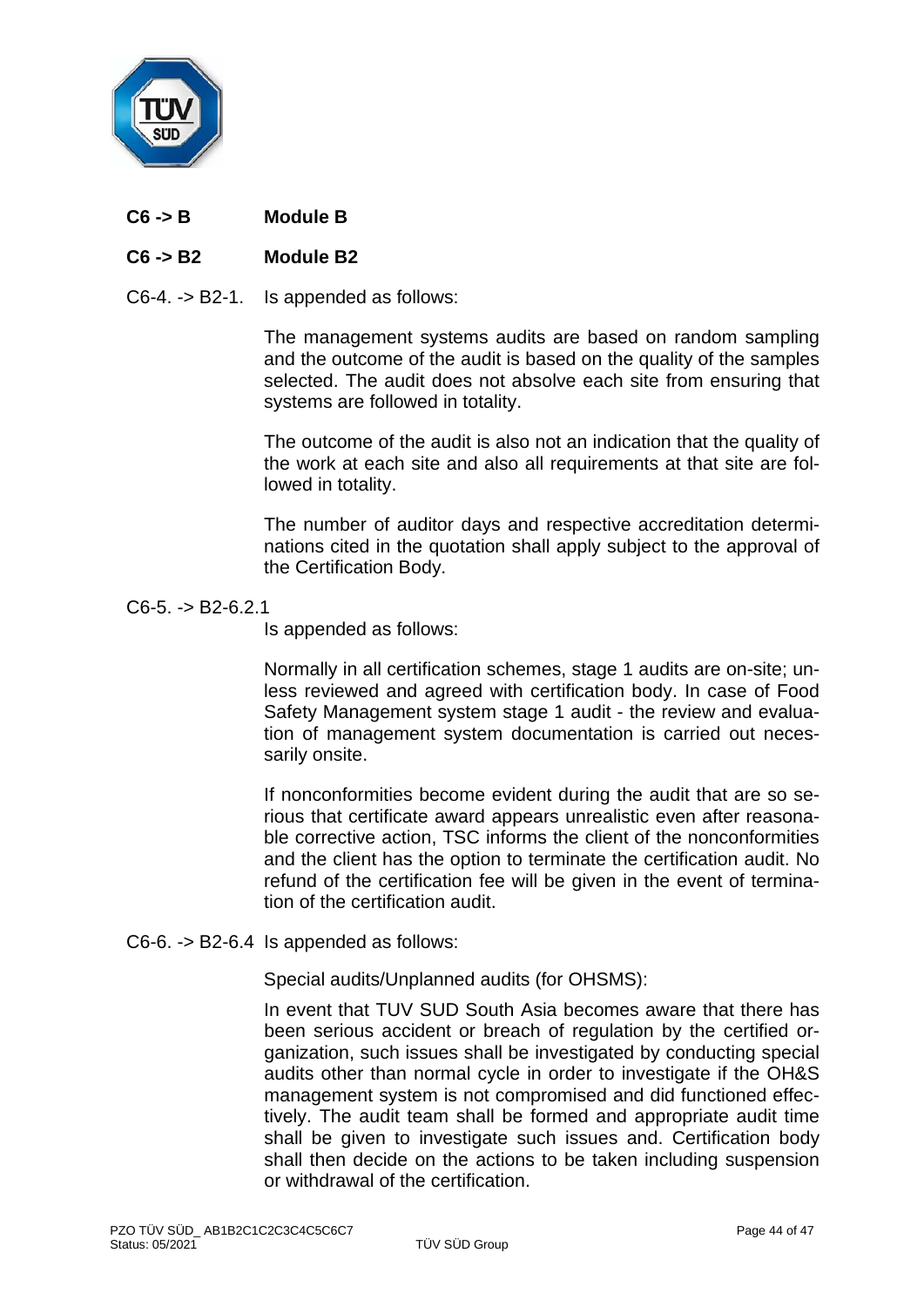**C6 -> B Module B**

**C6 -> B2 Module B2**

C6-4. -> B2-1. Is appended as follows:

The management systems audits are based on random sampling and the outcome of the audit is based on the quality of the samples selected. The audit does not absolve each site from ensuring that systems are followed in totality.

The outcome of the audit is also not an indication that the quality of the work at each site and also all requirements at that site are followed in totality.

The number of auditor days and respective accreditation determinations cited in the quotation shall apply subject to the approval of the Certification Body.

C6-5. -> B2-6.2.1

Is appended as follows:

Normally in all certification schemes, stage 1 audits are on-site; unless reviewed and agreed with certification body. In case of Food Safety Management system stage 1 audit - the review and evaluation of management system documentation is carried out necessarily onsite.

If nonconformities become evident during the audit that are so serious that certificate award appears unrealistic even after reasonable corrective action, TSC informs the client of the nonconformities and the client has the option to terminate the certification audit. No refund of the certification fee will be given in the event of termination of the certification audit.

C6-6. -> B2-6.4 Is appended as follows:

Special audits/Unplanned audits (for OHSMS):

In event that TUV SUD South Asia becomes aware that there has been serious accident or breach of regulation by the certified organization, such issues shall be investigated by conducting special audits other than normal cycle in order to investigate if the OH&S management system is not compromised and did functioned effectively. The audit team shall be formed and appropriate audit time shall be given to investigate such issues and. Certification body shall then decide on the actions to be taken including suspension or withdrawal of the certification.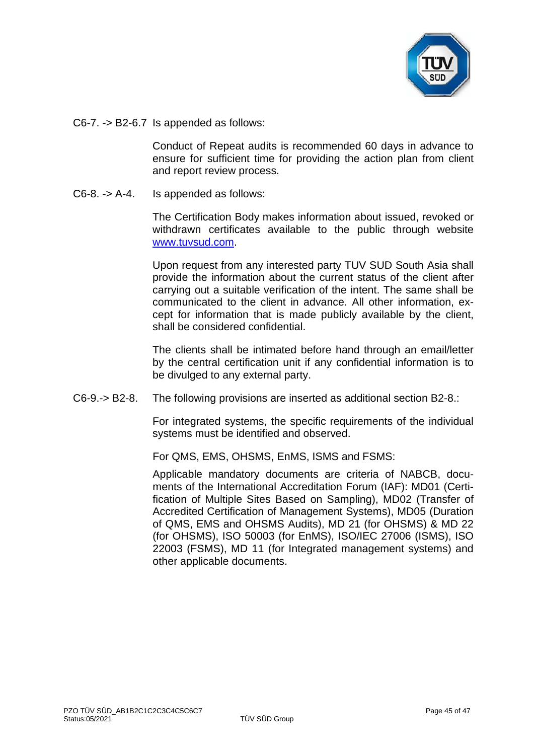C6-7. -> B2-6.7 Is appended as follows:

Conduct of Repeat audits is recommended 60 days in advance to ensure for sufficient time for providing the action plan from client and report review process.

C6-8. -> A-4. Is appended as follows:

The Certification Body makes information about issued, revoked or withdrawn certificates available to the public through website www.tuvsud.com.

Upon request from any interested party TUV SUD South Asia shall provide the information about the current status of the client after carrying out a suitable verification of the intent. The same shall be communicated to the client in advance. All other information, except for information that is made publicly available by the client, shall be considered confidential.

The clients shall be intimated before hand through an email/letter by the central certification unit if any confidential information is to be divulged to any external party.

C6-9.-> B2-8. The following provisions are inserted as additional section B2-8.:

For integrated systems, the specific requirements of the individual systems must be identified and observed.

For QMS, EMS, OHSMS, EnMS, ISMS and FSMS:

Applicable mandatory documents are criteria of NABCB, documents of the International Accreditation Forum (IAF): MD01 (Certification of Multiple Sites Based on Sampling), MD02 (Transfer of Accredited Certification of Management Systems), MD05 (Duration of QMS, EMS and OHSMS Audits), MD 21 (for OHSMS) & MD 22 (for OHSMS), ISO 50003 (for EnMS), ISO/IEC 27006 (ISMS), ISO 22003 (FSMS), MD 11 (for Integrated management systems) and other applicable documents.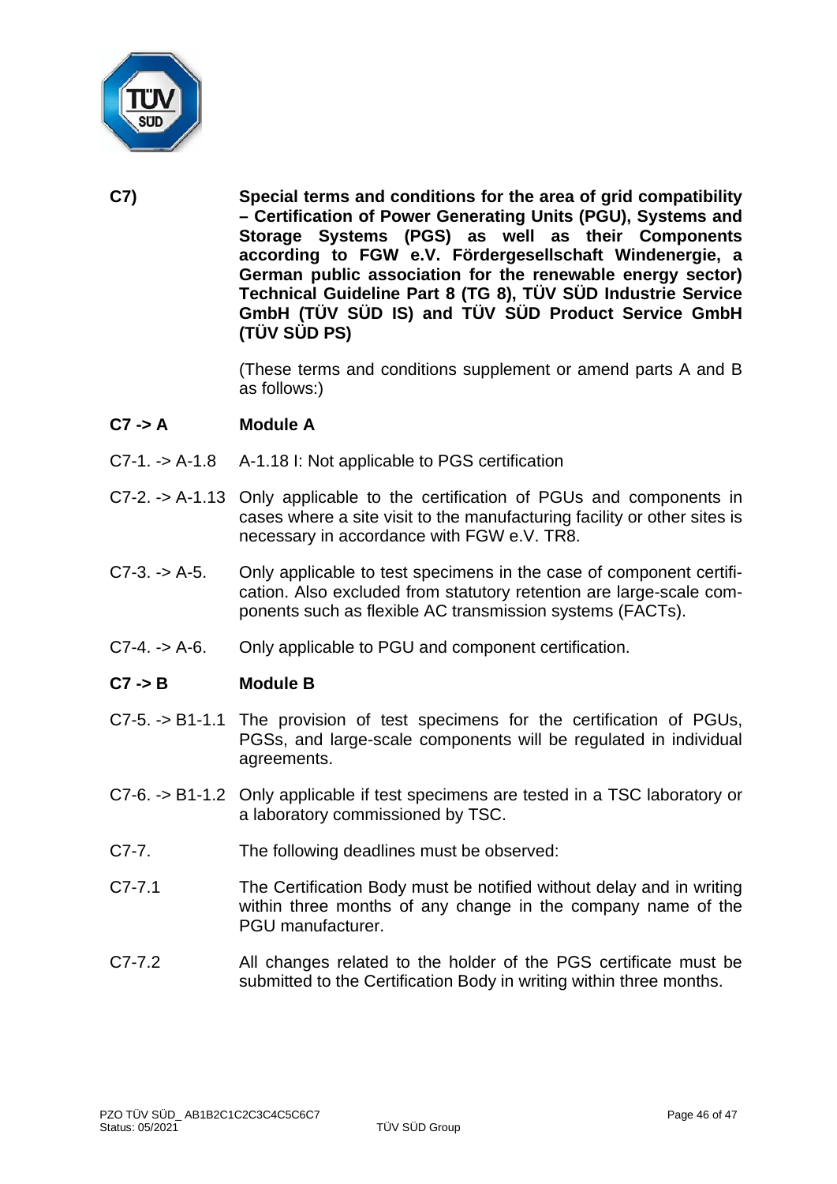**C7) Special terms and conditions for the area of grid compatibility – Certification of Power Generating Units (PGU), Systems and Storage Systems (PGS) as well as their Components according to FGW e.V. Fördergesellschaft Windenergie, a German public association for the renewable energy sector) Technical Guideline Part 8 (TG 8), TÜV SÜD Industrie Service GmbH (TÜV SÜD IS) and TÜV SÜD Product Service GmbH (TÜV SÜD PS)**

(These terms and conditions supplement or amend parts A and B as follows:)

**C7 -> A Module A**

C7-1. -> A-1.8 A-1.18 I: Not applicable to PGS certification

C7-2. -> A-1.13 Only applicable to the certification of PGUs and components in cases where a site visit to the manufacturing facility or other sites is necessary in accordance with FGW e.V. TR8.

C7-3. -> A-5. Only applicable to test specimens in the case of component certification. Also excluded from statutory retention are large-scale components such as flexible AC transmission systems (FACTs).

C7-4. -> A-6. Only applicable to PGU and component certification.

**C7 -> B Module B**

C7-5. -> B1-1.1 The provision of test specimens for the certification of PGUs, PGSs, and large-scale components will be regulated in individual agreements.

C7-6. -> B1-1.2 Only applicable if test specimens are tested in a TSC laboratory or a laboratory commissioned by TSC.

C7-7. The following deadlines must be observed:

C7-7.1 The Certification Body must be notified without delay and in writing within three months of any change in the company name of the PGU manufacturer.

C7-7.2 All changes related to the holder of the PGS certificate must be submitted to the Certification Body in writing within three months.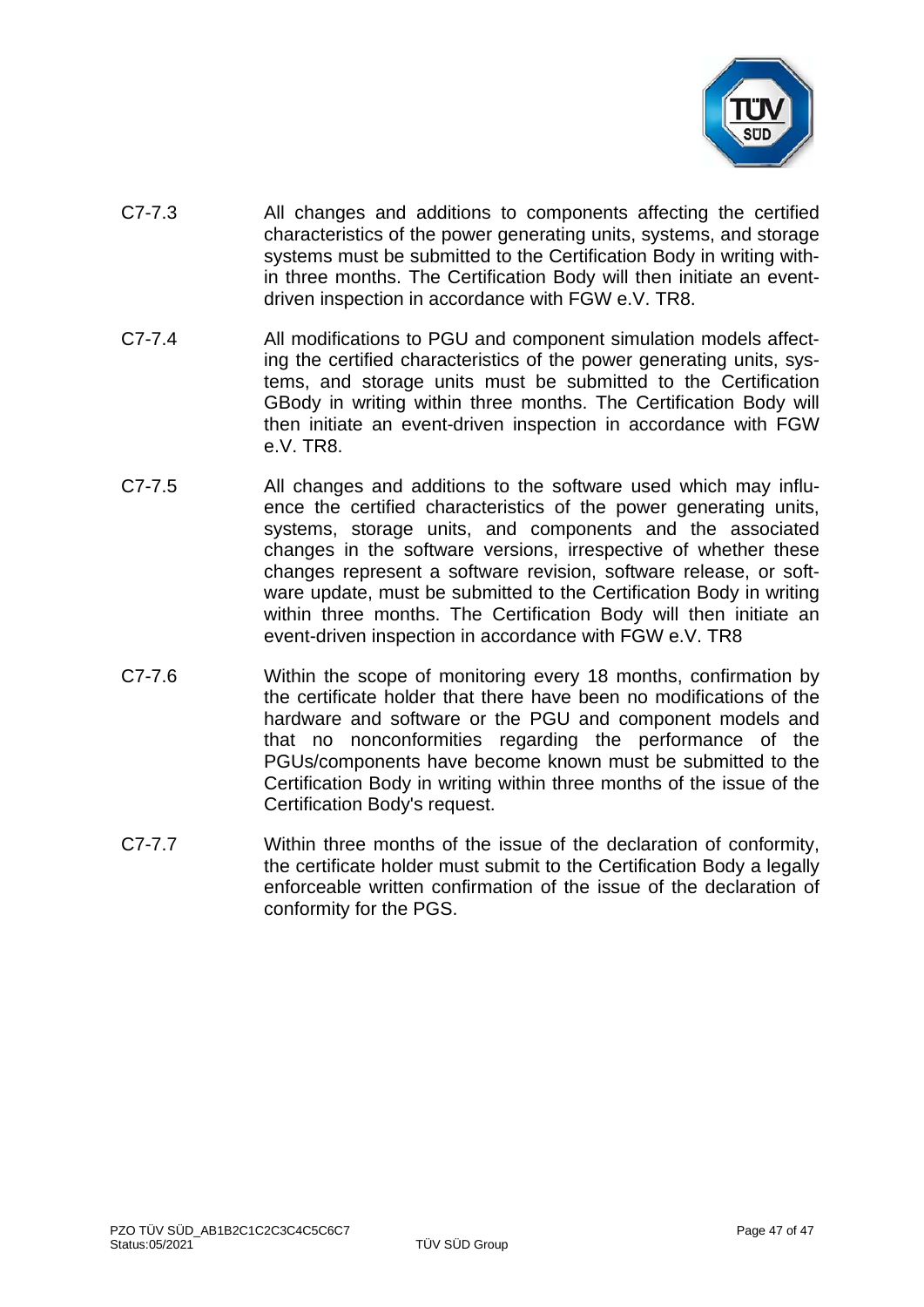C7-7.3 All changes and additions to components affecting the certified characteristics of the power generating units, systems, and storage systems must be submitted to the Certification Body in writing within three months. The Certification Body will then initiate an event-driven inspection in accordance with FGW e.V. TR8.

C7-7.4 All modifications to PGU and component simulation models affecting the certified characteristics of the power generating units, systems, and storage units must be submitted to the Certification GBody in writing within three months. The Certification Body will then initiate an event-driven inspection in accordance with FGW e.V. TR8.

C7-7.5 All changes and additions to the software used which may influence the certified characteristics of the power generating units, systems, storage units, and components and the associated changes in the software versions, irrespective of whether these changes represent a software revision, software release, or software update, must be submitted to the Certification Body in writing within three months. The Certification Body will then initiate an event-driven inspection in accordance with FGW e.V. TR8

C7-7.6 Within the scope of monitoring every 18 months, confirmation by the certificate holder that there have been no modifications of the hardware and software or the PGU and component models and that no nonconformities regarding the performance of the PGUs/components have become known must be submitted to the Certification Body in writing within three months of the issue of the Certification Body's request.

C7-7.7 Within three months of the issue of the declaration of conformity, the certificate holder must submit to the Certification Body a legally enforceable written confirmation of the issue of the declaration of conformity for the PGS.